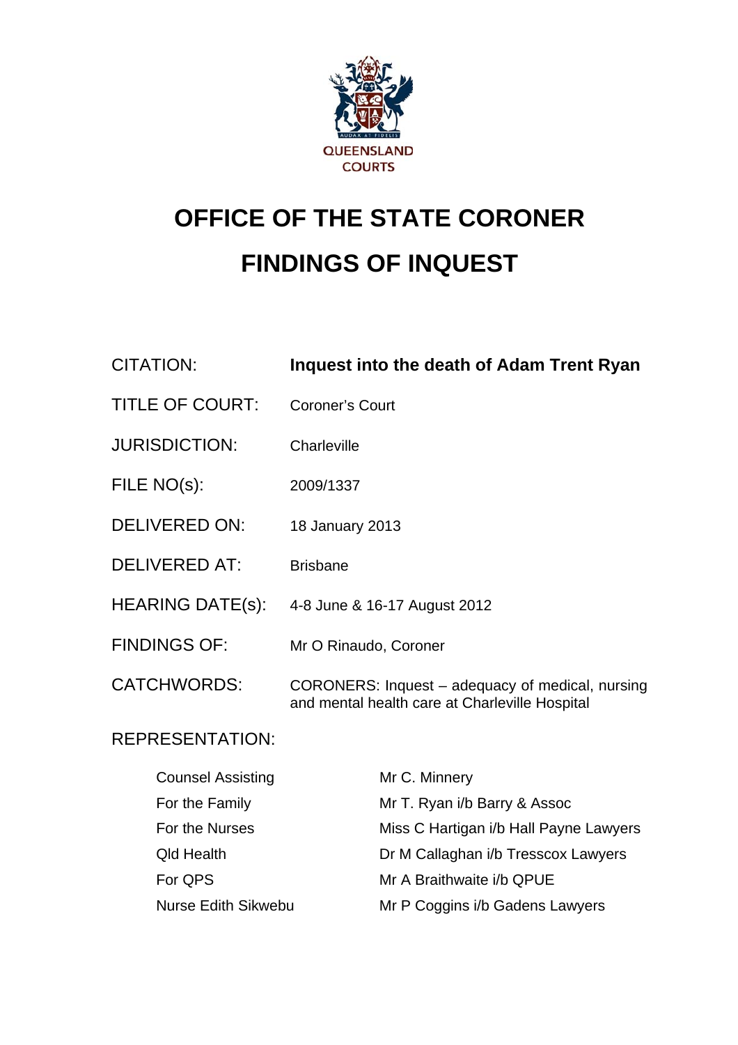QUEENSLAND COURTS

# OFFICE OF THE STATE CORONER

# FINDINGS OF INQUEST

| | |
|---|---|
| CITATION: | **Inquest into the death of Adam Trent Ryan** |
| TITLE OF COURT: | Coroner's Court |
| JURISDICTION: | Charleville |
| FILE NO(s): | 2009/1337 |
| DELIVERED ON: | 18 January 2013 |
| DELIVERED AT: | Brisbane |
| HEARING DATE(s): | 4-8 June & 16-17 August 2012 |
| FINDINGS OF: | Mr O Rinaudo, Coroner |
| CATCHWORDS: | CORONERS: Inquest – adequacy of medical, nursing and mental health care at Charleville Hospital |

REPRESENTATION:

| | |
|---|---|
| Counsel Assisting | Mr C. Minnery |
| For the Family | Mr T. Ryan i/b Barry & Assoc |
| For the Nurses | Miss C Hartigan i/b Hall Payne Lawyers |
| Qld Health | Dr M Callaghan i/b Tresscox Lawyers |
| For QPS | Mr A Braithwaite i/b QPUE |
| Nurse Edith Sikwebu | Mr P Coggins i/b Gadens Lawyers |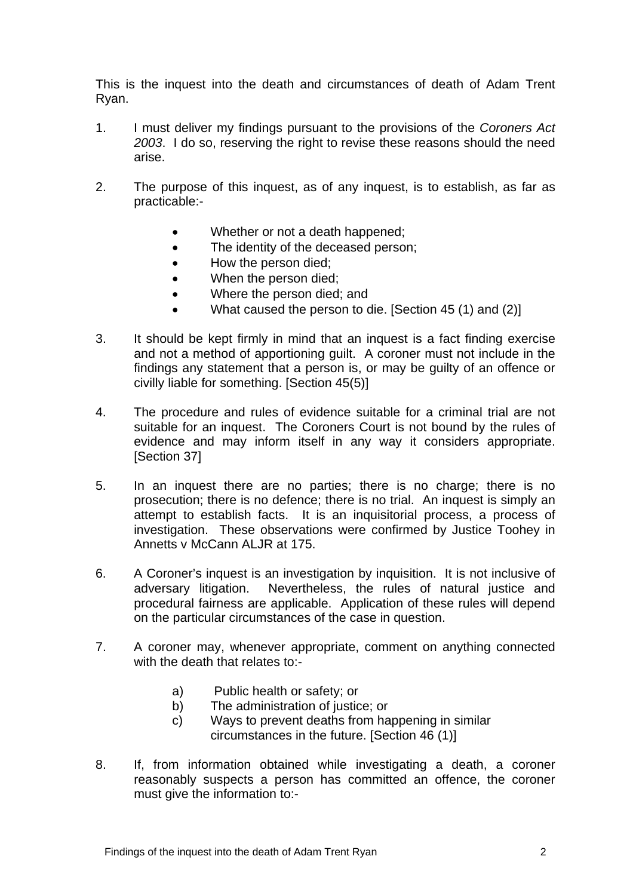This is the inquest into the death and circumstances of death of Adam Trent Ryan.

1. I must deliver my findings pursuant to the provisions of the *Coroners Act 2003*. I do so, reserving the right to revise these reasons should the need arise.

2. The purpose of this inquest, as of any inquest, is to establish, as far as practicable:-

   - Whether or not a death happened;
   - The identity of the deceased person;
   - How the person died;
   - When the person died;
   - Where the person died; and
   - What caused the person to die. [Section 45 (1) and (2)]

3. It should be kept firmly in mind that an inquest is a fact finding exercise and not a method of apportioning guilt. A coroner must not include in the findings any statement that a person is, or may be guilty of an offence or civilly liable for something. [Section 45(5)]

4. The procedure and rules of evidence suitable for a criminal trial are not suitable for an inquest. The Coroners Court is not bound by the rules of evidence and may inform itself in any way it considers appropriate. [Section 37]

5. In an inquest there are no parties; there is no charge; there is no prosecution; there is no defence; there is no trial. An inquest is simply an attempt to establish facts. It is an inquisitorial process, a process of investigation. These observations were confirmed by Justice Toohey in Annetts v McCann ALJR at 175.

6. A Coroner's inquest is an investigation by inquisition. It is not inclusive of adversary litigation. Nevertheless, the rules of natural justice and procedural fairness are applicable. Application of these rules will depend on the particular circumstances of the case in question.

7. A coroner may, whenever appropriate, comment on anything connected with the death that relates to:-

   a) Public health or safety; or
   b) The administration of justice; or
   c) Ways to prevent deaths from happening in similar circumstances in the future. [Section 46 (1)]

8. If, from information obtained while investigating a death, a coroner reasonably suspects a person has committed an offence, the coroner must give the information to:-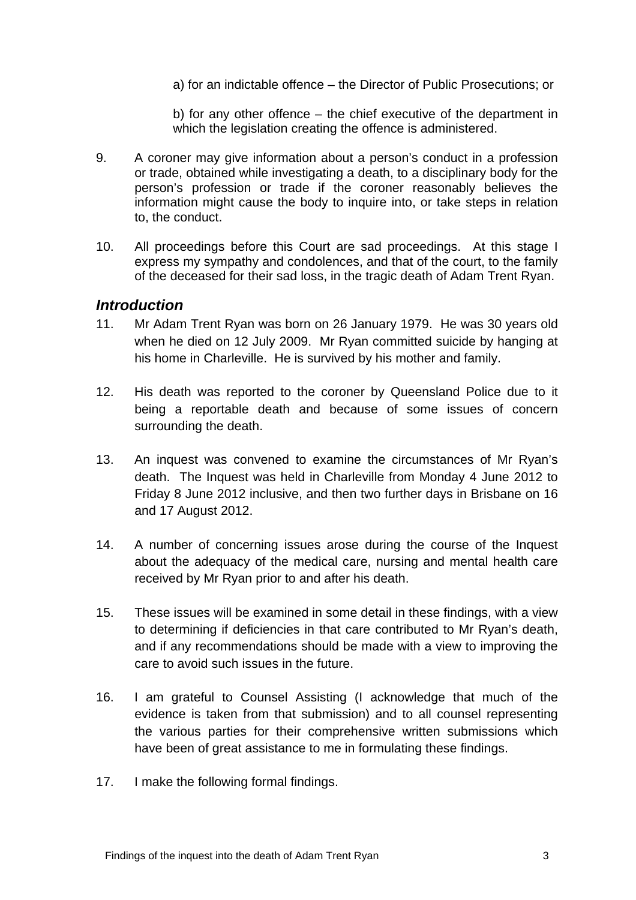a) for an indictable offence – the Director of Public Prosecutions; or

b) for any other offence – the chief executive of the department in which the legislation creating the offence is administered.

9. A coroner may give information about a person's conduct in a profession or trade, obtained while investigating a death, to a disciplinary body for the person's profession or trade if the coroner reasonably believes the information might cause the body to inquire into, or take steps in relation to, the conduct.

10. All proceedings before this Court are sad proceedings. At this stage I express my sympathy and condolences, and that of the court, to the family of the deceased for their sad loss, in the tragic death of Adam Trent Ryan.

## *Introduction*

11. Mr Adam Trent Ryan was born on 26 January 1979. He was 30 years old when he died on 12 July 2009. Mr Ryan committed suicide by hanging at his home in Charleville. He is survived by his mother and family.

12. His death was reported to the coroner by Queensland Police due to it being a reportable death and because of some issues of concern surrounding the death.

13. An inquest was convened to examine the circumstances of Mr Ryan's death. The Inquest was held in Charleville from Monday 4 June 2012 to Friday 8 June 2012 inclusive, and then two further days in Brisbane on 16 and 17 August 2012.

14. A number of concerning issues arose during the course of the Inquest about the adequacy of the medical care, nursing and mental health care received by Mr Ryan prior to and after his death.

15. These issues will be examined in some detail in these findings, with a view to determining if deficiencies in that care contributed to Mr Ryan's death, and if any recommendations should be made with a view to improving the care to avoid such issues in the future.

16. I am grateful to Counsel Assisting (I acknowledge that much of the evidence is taken from that submission) and to all counsel representing the various parties for their comprehensive written submissions which have been of great assistance to me in formulating these findings.

17. I make the following formal findings.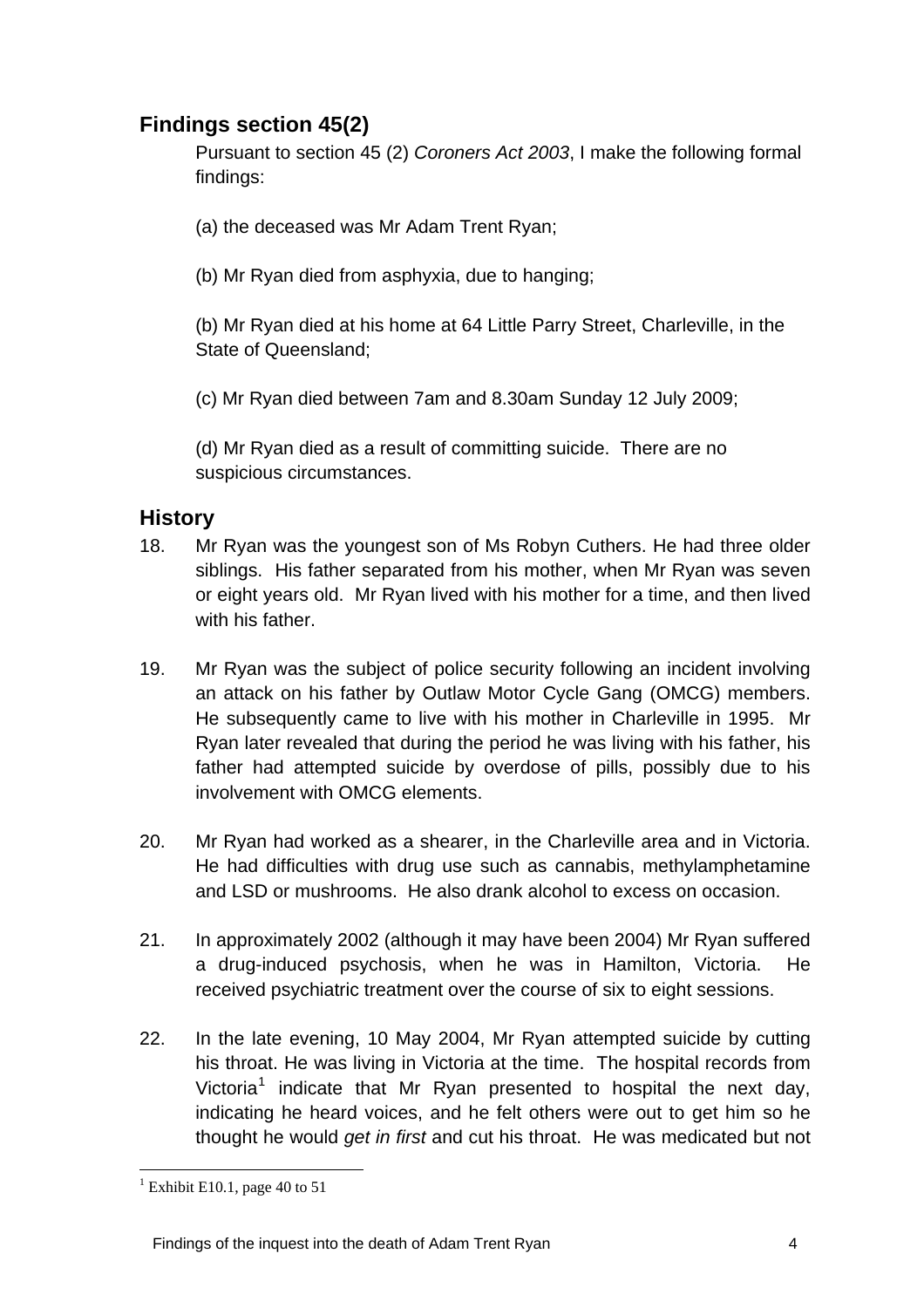## Findings section 45(2)

Pursuant to section 45 (2) *Coroners Act 2003*, I make the following formal findings:

(a) the deceased was Mr Adam Trent Ryan;

(b) Mr Ryan died from asphyxia, due to hanging;

(b) Mr Ryan died at his home at 64 Little Parry Street, Charleville, in the State of Queensland;

(c) Mr Ryan died between 7am and 8.30am Sunday 12 July 2009;

(d) Mr Ryan died as a result of committing suicide. There are no suspicious circumstances.

## History

18. Mr Ryan was the youngest son of Ms Robyn Cuthers. He had three older siblings. His father separated from his mother, when Mr Ryan was seven or eight years old. Mr Ryan lived with his mother for a time, and then lived with his father.

19. Mr Ryan was the subject of police security following an incident involving an attack on his father by Outlaw Motor Cycle Gang (OMCG) members. He subsequently came to live with his mother in Charleville in 1995. Mr Ryan later revealed that during the period he was living with his father, his father had attempted suicide by overdose of pills, possibly due to his involvement with OMCG elements.

20. Mr Ryan had worked as a shearer, in the Charleville area and in Victoria. He had difficulties with drug use such as cannabis, methylamphetamine and LSD or mushrooms. He also drank alcohol to excess on occasion.

21. In approximately 2002 (although it may have been 2004) Mr Ryan suffered a drug-induced psychosis, when he was in Hamilton, Victoria. He received psychiatric treatment over the course of six to eight sessions.

22. In the late evening, 10 May 2004, Mr Ryan attempted suicide by cutting his throat. He was living in Victoria at the time. The hospital records from Victoria[1] indicate that Mr Ryan presented to hospital the next day, indicating he heard voices, and he felt others were out to get him so he thought he would *get in first* and cut his throat. He was medicated but not

[1] Exhibit E10.1, page 40 to 51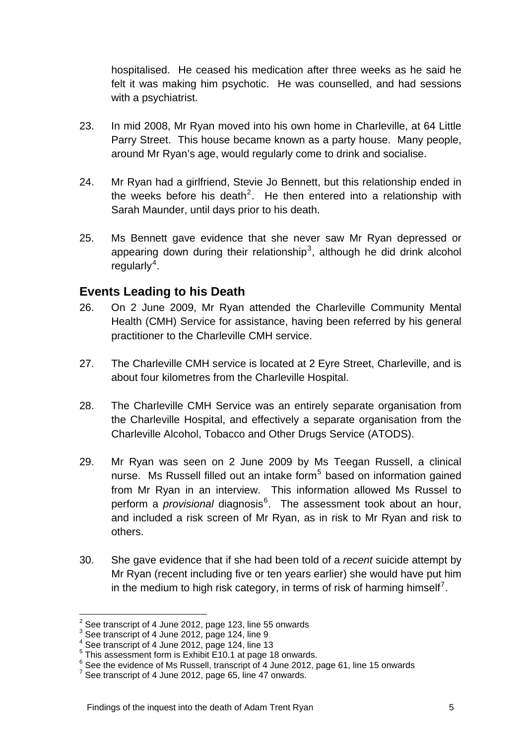hospitalised. He ceased his medication after three weeks as he said he felt it was making him psychotic. He was counselled, and had sessions with a psychiatrist.

23. In mid 2008, Mr Ryan moved into his own home in Charleville, at 64 Little Parry Street. This house became known as a party house. Many people, around Mr Ryan's age, would regularly come to drink and socialise.

24. Mr Ryan had a girlfriend, Stevie Jo Bennett, but this relationship ended in the weeks before his death[2]. He then entered into a relationship with Sarah Maunder, until days prior to his death.

25. Ms Bennett gave evidence that she never saw Mr Ryan depressed or appearing down during their relationship[3], although he did drink alcohol regularly[4].

## Events Leading to his Death

26. On 2 June 2009, Mr Ryan attended the Charleville Community Mental Health (CMH) Service for assistance, having been referred by his general practitioner to the Charleville CMH service.

27. The Charleville CMH service is located at 2 Eyre Street, Charleville, and is about four kilometres from the Charleville Hospital.

28. The Charleville CMH Service was an entirely separate organisation from the Charleville Hospital, and effectively a separate organisation from the Charleville Alcohol, Tobacco and Other Drugs Service (ATODS).

29. Mr Ryan was seen on 2 June 2009 by Ms Teegan Russell, a clinical nurse. Ms Russell filled out an intake form[5] based on information gained from Mr Ryan in an interview. This information allowed Ms Russel to perform a *provisional* diagnosis[6]. The assessment took about an hour, and included a risk screen of Mr Ryan, as in risk to Mr Ryan and risk to others.

30. She gave evidence that if she had been told of a *recent* suicide attempt by Mr Ryan (recent including five or ten years earlier) she would have put him in the medium to high risk category, in terms of risk of harming himself[7].

---

[2] See transcript of 4 June 2012, page 123, line 55 onwards
[3] See transcript of 4 June 2012, page 124, line 9
[4] See transcript of 4 June 2012, page 124, line 13
[5] This assessment form is Exhibit E10.1 at page 18 onwards.
[6] See the evidence of Ms Russell, transcript of 4 June 2012, page 61, line 15 onwards
[7] See transcript of 4 June 2012, page 65, line 47 onwards.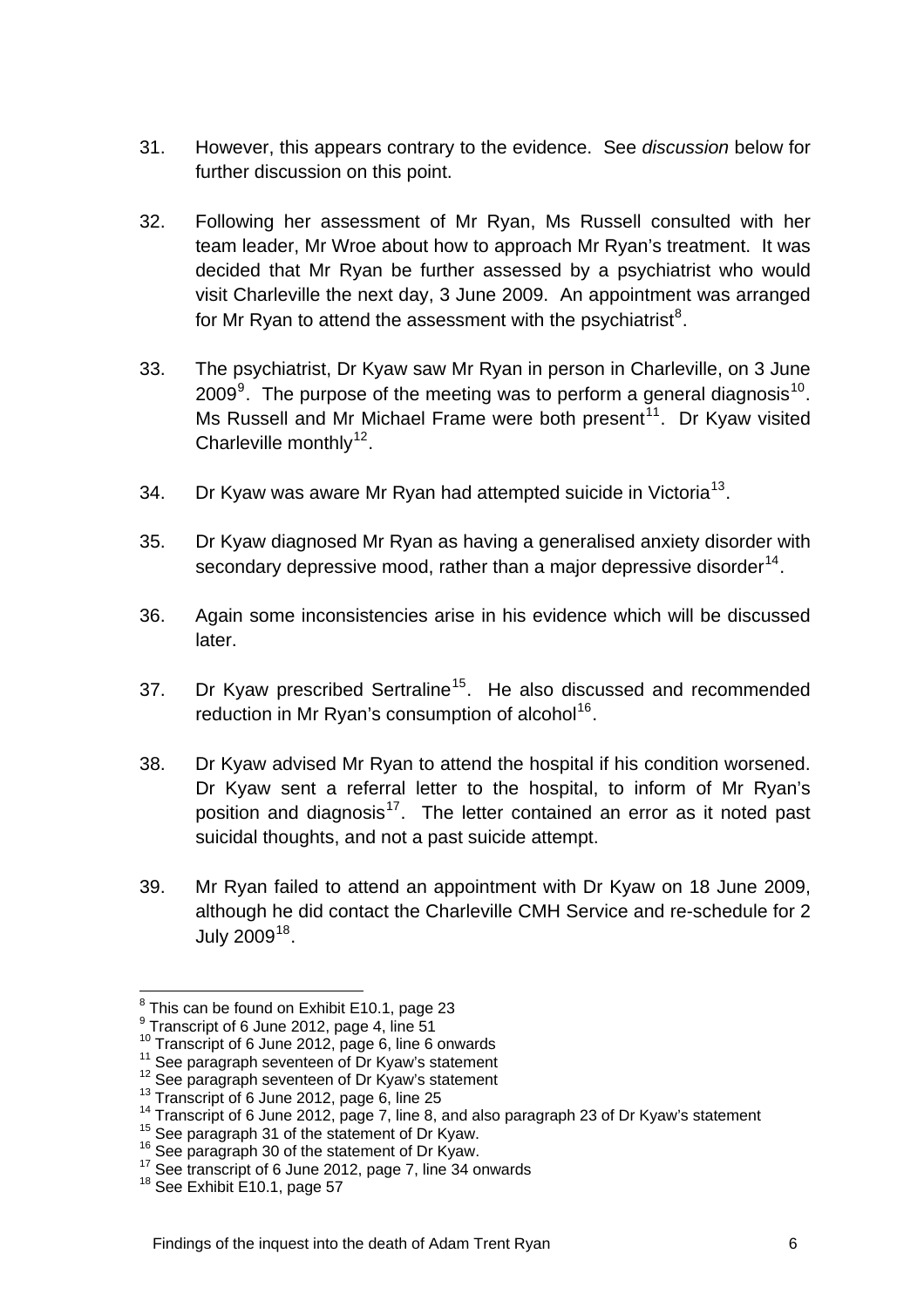31. However, this appears contrary to the evidence. See *discussion* below for further discussion on this point.

32. Following her assessment of Mr Ryan, Ms Russell consulted with her team leader, Mr Wroe about how to approach Mr Ryan's treatment. It was decided that Mr Ryan be further assessed by a psychiatrist who would visit Charleville the next day, 3 June 2009. An appointment was arranged for Mr Ryan to attend the assessment with the psychiatrist[8].

33. The psychiatrist, Dr Kyaw saw Mr Ryan in person in Charleville, on 3 June 2009[9]. The purpose of the meeting was to perform a general diagnosis[10]. Ms Russell and Mr Michael Frame were both present[11]. Dr Kyaw visited Charleville monthly[12].

34. Dr Kyaw was aware Mr Ryan had attempted suicide in Victoria[13].

35. Dr Kyaw diagnosed Mr Ryan as having a generalised anxiety disorder with secondary depressive mood, rather than a major depressive disorder[14].

36. Again some inconsistencies arise in his evidence which will be discussed later.

37. Dr Kyaw prescribed Sertraline[15]. He also discussed and recommended reduction in Mr Ryan's consumption of alcohol[16].

38. Dr Kyaw advised Mr Ryan to attend the hospital if his condition worsened. Dr Kyaw sent a referral letter to the hospital, to inform of Mr Ryan's position and diagnosis[17]. The letter contained an error as it noted past suicidal thoughts, and not a past suicide attempt.

39. Mr Ryan failed to attend an appointment with Dr Kyaw on 18 June 2009, although he did contact the Charleville CMH Service and re-schedule for 2 July 2009[18].

---

[8] This can be found on Exhibit E10.1, page 23
[9] Transcript of 6 June 2012, page 4, line 51
[10] Transcript of 6 June 2012, page 6, line 6 onwards
[11] See paragraph seventeen of Dr Kyaw's statement
[12] See paragraph seventeen of Dr Kyaw's statement
[13] Transcript of 6 June 2012, page 6, line 25
[14] Transcript of 6 June 2012, page 7, line 8, and also paragraph 23 of Dr Kyaw's statement
[15] See paragraph 31 of the statement of Dr Kyaw.
[16] See paragraph 30 of the statement of Dr Kyaw.
[17] See transcript of 6 June 2012, page 7, line 34 onwards
[18] See Exhibit E10.1, page 57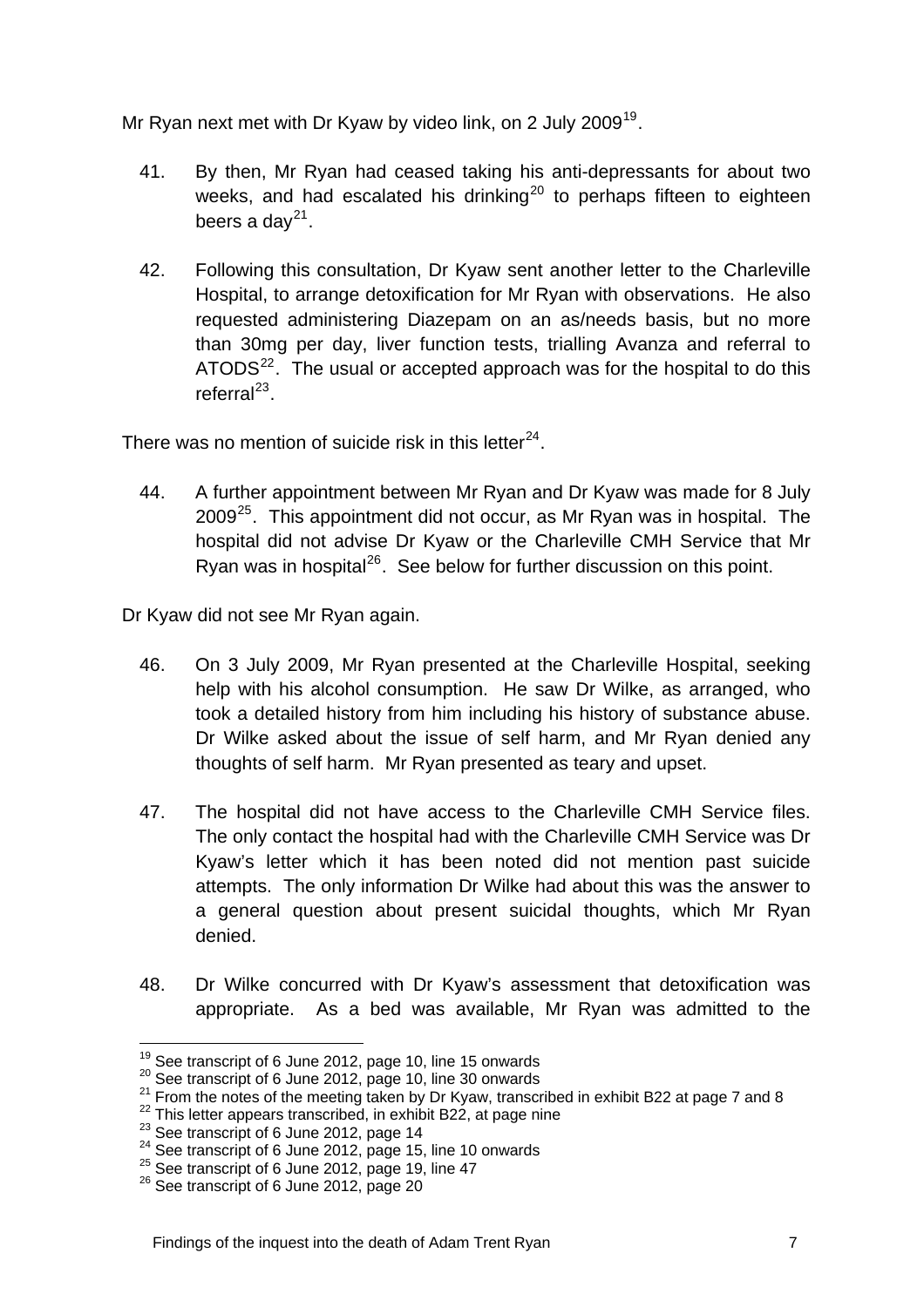Mr Ryan next met with Dr Kyaw by video link, on 2 July 2009[19].

41. By then, Mr Ryan had ceased taking his anti-depressants for about two weeks, and had escalated his drinking[20] to perhaps fifteen to eighteen beers a day[21].

42. Following this consultation, Dr Kyaw sent another letter to the Charleville Hospital, to arrange detoxification for Mr Ryan with observations. He also requested administering Diazepam on an as/needs basis, but no more than 30mg per day, liver function tests, trialling Avanza and referral to ATODS[22]. The usual or accepted approach was for the hospital to do this referral[23].

There was no mention of suicide risk in this letter[24].

44. A further appointment between Mr Ryan and Dr Kyaw was made for 8 July 2009[25]. This appointment did not occur, as Mr Ryan was in hospital. The hospital did not advise Dr Kyaw or the Charleville CMH Service that Mr Ryan was in hospital[26]. See below for further discussion on this point.

Dr Kyaw did not see Mr Ryan again.

46. On 3 July 2009, Mr Ryan presented at the Charleville Hospital, seeking help with his alcohol consumption. He saw Dr Wilke, as arranged, who took a detailed history from him including his history of substance abuse. Dr Wilke asked about the issue of self harm, and Mr Ryan denied any thoughts of self harm. Mr Ryan presented as teary and upset.

47. The hospital did not have access to the Charleville CMH Service files. The only contact the hospital had with the Charleville CMH Service was Dr Kyaw's letter which it has been noted did not mention past suicide attempts. The only information Dr Wilke had about this was the answer to a general question about present suicidal thoughts, which Mr Ryan denied.

48. Dr Wilke concurred with Dr Kyaw's assessment that detoxification was appropriate. As a bed was available, Mr Ryan was admitted to the

---

[19] See transcript of 6 June 2012, page 10, line 15 onwards

[20] See transcript of 6 June 2012, page 10, line 30 onwards

[21] From the notes of the meeting taken by Dr Kyaw, transcribed in exhibit B22 at page 7 and 8

[22] This letter appears transcribed, in exhibit B22, at page nine

[23] See transcript of 6 June 2012, page 14

[24] See transcript of 6 June 2012, page 15, line 10 onwards

[25] See transcript of 6 June 2012, page 19, line 47

[26] See transcript of 6 June 2012, page 20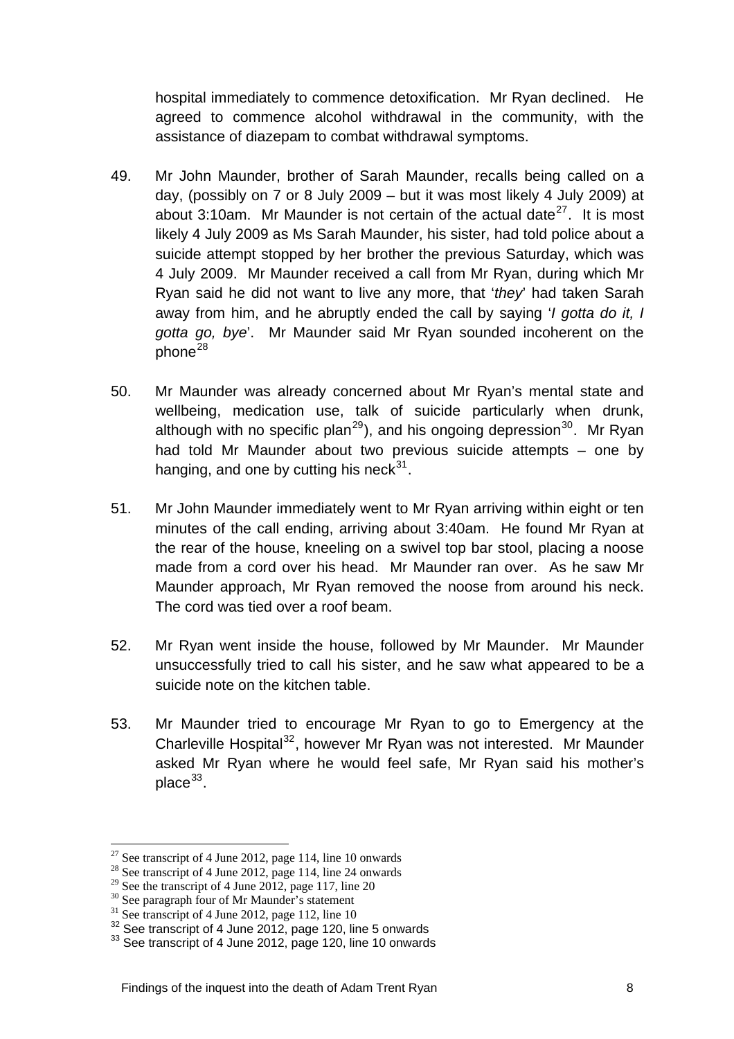hospital immediately to commence detoxification. Mr Ryan declined. He agreed to commence alcohol withdrawal in the community, with the assistance of diazepam to combat withdrawal symptoms.

49. Mr John Maunder, brother of Sarah Maunder, recalls being called on a day, (possibly on 7 or 8 July 2009 – but it was most likely 4 July 2009) at about 3:10am. Mr Maunder is not certain of the actual date[27]. It is most likely 4 July 2009 as Ms Sarah Maunder, his sister, had told police about a suicide attempt stopped by her brother the previous Saturday, which was 4 July 2009. Mr Maunder received a call from Mr Ryan, during which Mr Ryan said he did not want to live any more, that '*they*' had taken Sarah away from him, and he abruptly ended the call by saying '*I gotta do it, I gotta go, bye*'. Mr Maunder said Mr Ryan sounded incoherent on the phone[28]

50. Mr Maunder was already concerned about Mr Ryan's mental state and wellbeing, medication use, talk of suicide particularly when drunk, although with no specific plan[29]), and his ongoing depression[30]. Mr Ryan had told Mr Maunder about two previous suicide attempts – one by hanging, and one by cutting his neck[31].

51. Mr John Maunder immediately went to Mr Ryan arriving within eight or ten minutes of the call ending, arriving about 3:40am. He found Mr Ryan at the rear of the house, kneeling on a swivel top bar stool, placing a noose made from a cord over his head. Mr Maunder ran over. As he saw Mr Maunder approach, Mr Ryan removed the noose from around his neck. The cord was tied over a roof beam.

52. Mr Ryan went inside the house, followed by Mr Maunder. Mr Maunder unsuccessfully tried to call his sister, and he saw what appeared to be a suicide note on the kitchen table.

53. Mr Maunder tried to encourage Mr Ryan to go to Emergency at the Charleville Hospital[32], however Mr Ryan was not interested. Mr Maunder asked Mr Ryan where he would feel safe, Mr Ryan said his mother's place[33].

---

[27] See transcript of 4 June 2012, page 114, line 10 onwards
[28] See transcript of 4 June 2012, page 114, line 24 onwards
[29] See the transcript of 4 June 2012, page 117, line 20
[30] See paragraph four of Mr Maunder's statement
[31] See transcript of 4 June 2012, page 112, line 10
[32] See transcript of 4 June 2012, page 120, line 5 onwards
[33] See transcript of 4 June 2012, page 120, line 10 onwards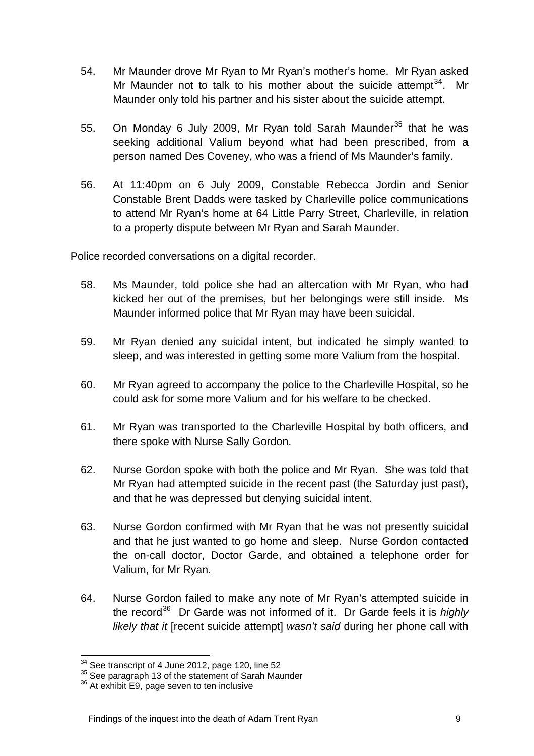54. Mr Maunder drove Mr Ryan to Mr Ryan's mother's home. Mr Ryan asked Mr Maunder not to talk to his mother about the suicide attempt[34]. Mr Maunder only told his partner and his sister about the suicide attempt.

55. On Monday 6 July 2009, Mr Ryan told Sarah Maunder[35] that he was seeking additional Valium beyond what had been prescribed, from a person named Des Coveney, who was a friend of Ms Maunder's family.

56. At 11:40pm on 6 July 2009, Constable Rebecca Jordin and Senior Constable Brent Dadds were tasked by Charleville police communications to attend Mr Ryan's home at 64 Little Parry Street, Charleville, in relation to a property dispute between Mr Ryan and Sarah Maunder.

Police recorded conversations on a digital recorder.

58. Ms Maunder, told police she had an altercation with Mr Ryan, who had kicked her out of the premises, but her belongings were still inside. Ms Maunder informed police that Mr Ryan may have been suicidal.

59. Mr Ryan denied any suicidal intent, but indicated he simply wanted to sleep, and was interested in getting some more Valium from the hospital.

60. Mr Ryan agreed to accompany the police to the Charleville Hospital, so he could ask for some more Valium and for his welfare to be checked.

61. Mr Ryan was transported to the Charleville Hospital by both officers, and there spoke with Nurse Sally Gordon.

62. Nurse Gordon spoke with both the police and Mr Ryan. She was told that Mr Ryan had attempted suicide in the recent past (the Saturday just past), and that he was depressed but denying suicidal intent.

63. Nurse Gordon confirmed with Mr Ryan that he was not presently suicidal and that he just wanted to go home and sleep. Nurse Gordon contacted the on-call doctor, Doctor Garde, and obtained a telephone order for Valium, for Mr Ryan.

64. Nurse Gordon failed to make any note of Mr Ryan's attempted suicide in the record[36] Dr Garde was not informed of it. Dr Garde feels it is *highly likely that it* [recent suicide attempt] *wasn't said* during her phone call with

---

[34] See transcript of 4 June 2012, page 120, line 52

[35] See paragraph 13 of the statement of Sarah Maunder

[36] At exhibit E9, page seven to ten inclusive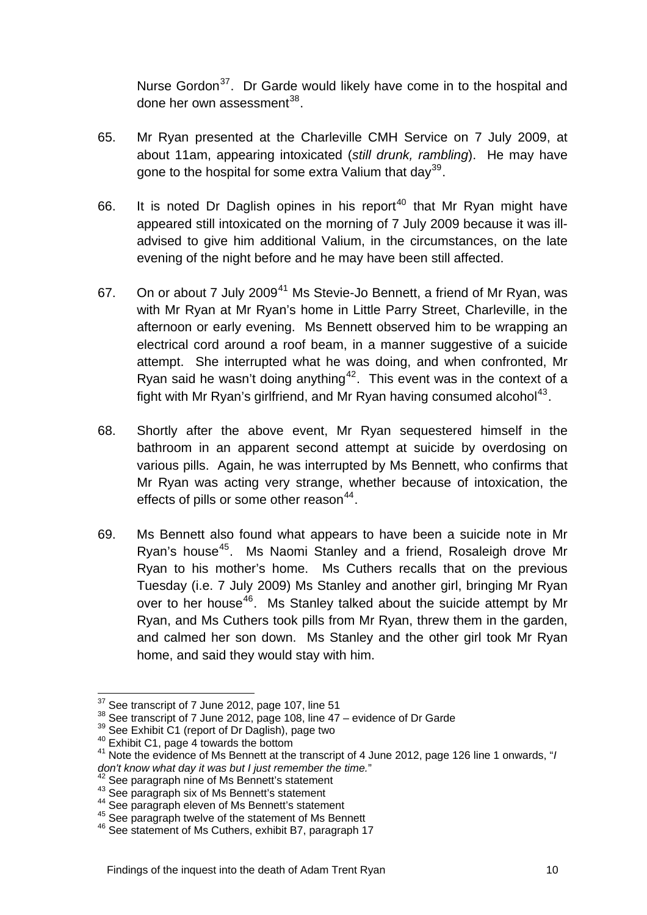Nurse Gordon[37]. Dr Garde would likely have come in to the hospital and done her own assessment[38].

65. Mr Ryan presented at the Charleville CMH Service on 7 July 2009, at about 11am, appearing intoxicated (*still drunk, rambling*). He may have gone to the hospital for some extra Valium that day[39].

66. It is noted Dr Daglish opines in his report[40] that Mr Ryan might have appeared still intoxicated on the morning of 7 July 2009 because it was ill-advised to give him additional Valium, in the circumstances, on the late evening of the night before and he may have been still affected.

67. On or about 7 July 2009[41] Ms Stevie-Jo Bennett, a friend of Mr Ryan, was with Mr Ryan at Mr Ryan's home in Little Parry Street, Charleville, in the afternoon or early evening. Ms Bennett observed him to be wrapping an electrical cord around a roof beam, in a manner suggestive of a suicide attempt. She interrupted what he was doing, and when confronted, Mr Ryan said he wasn't doing anything[42]. This event was in the context of a fight with Mr Ryan's girlfriend, and Mr Ryan having consumed alcohol[43].

68. Shortly after the above event, Mr Ryan sequestered himself in the bathroom in an apparent second attempt at suicide by overdosing on various pills. Again, he was interrupted by Ms Bennett, who confirms that Mr Ryan was acting very strange, whether because of intoxication, the effects of pills or some other reason[44].

69. Ms Bennett also found what appears to have been a suicide note in Mr Ryan's house[45]. Ms Naomi Stanley and a friend, Rosaleigh drove Mr Ryan to his mother's home. Ms Cuthers recalls that on the previous Tuesday (i.e. 7 July 2009) Ms Stanley and another girl, bringing Mr Ryan over to her house[46]. Ms Stanley talked about the suicide attempt by Mr Ryan, and Ms Cuthers took pills from Mr Ryan, threw them in the garden, and calmed her son down. Ms Stanley and the other girl took Mr Ryan home, and said they would stay with him.

---

[37] See transcript of 7 June 2012, page 107, line 51

[38] See transcript of 7 June 2012, page 108, line 47 – evidence of Dr Garde

[39] See Exhibit C1 (report of Dr Daglish), page two

[40] Exhibit C1, page 4 towards the bottom

[41] Note the evidence of Ms Bennett at the transcript of 4 June 2012, page 126 line 1 onwards, "*I don't know what day it was but I just remember the time.*"

[42] See paragraph nine of Ms Bennett's statement

[43] See paragraph six of Ms Bennett's statement

[44] See paragraph eleven of Ms Bennett's statement

[45] See paragraph twelve of the statement of Ms Bennett

[46] See statement of Ms Cuthers, exhibit B7, paragraph 17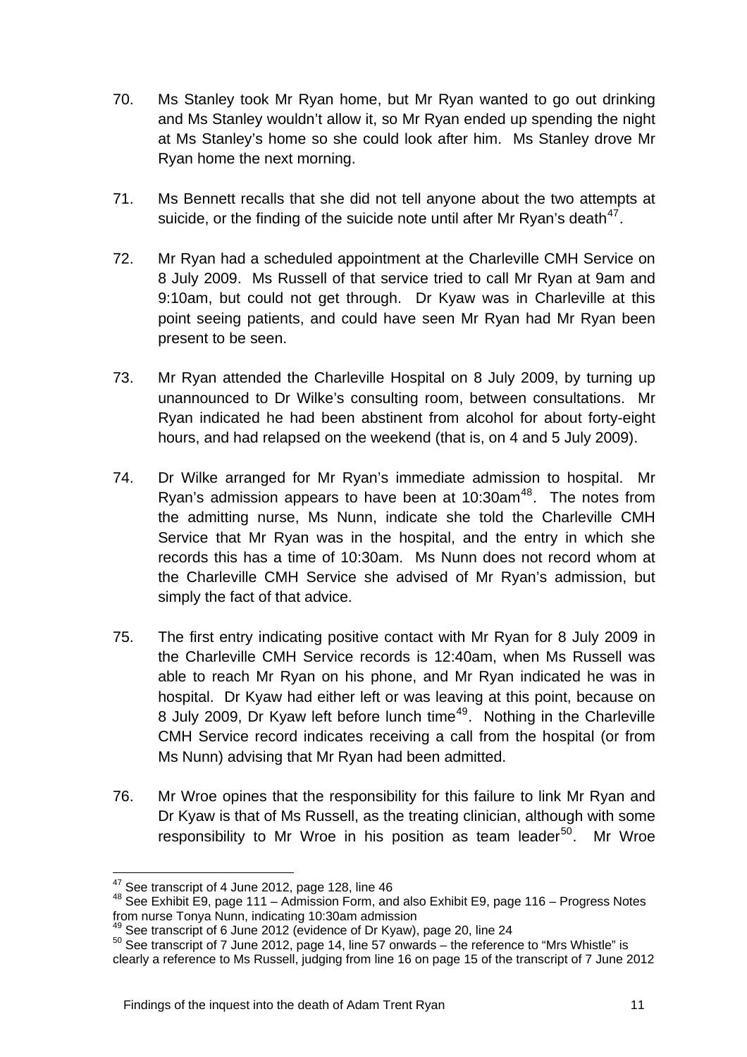70. Ms Stanley took Mr Ryan home, but Mr Ryan wanted to go out drinking and Ms Stanley wouldn't allow it, so Mr Ryan ended up spending the night at Ms Stanley's home so she could look after him. Ms Stanley drove Mr Ryan home the next morning.

71. Ms Bennett recalls that she did not tell anyone about the two attempts at suicide, or the finding of the suicide note until after Mr Ryan's death[47].

72. Mr Ryan had a scheduled appointment at the Charleville CMH Service on 8 July 2009. Ms Russell of that service tried to call Mr Ryan at 9am and 9:10am, but could not get through. Dr Kyaw was in Charleville at this point seeing patients, and could have seen Mr Ryan had Mr Ryan been present to be seen.

73. Mr Ryan attended the Charleville Hospital on 8 July 2009, by turning up unannounced to Dr Wilke's consulting room, between consultations. Mr Ryan indicated he had been abstinent from alcohol for about forty-eight hours, and had relapsed on the weekend (that is, on 4 and 5 July 2009).

74. Dr Wilke arranged for Mr Ryan's immediate admission to hospital. Mr Ryan's admission appears to have been at 10:30am[48]. The notes from the admitting nurse, Ms Nunn, indicate she told the Charleville CMH Service that Mr Ryan was in the hospital, and the entry in which she records this has a time of 10:30am. Ms Nunn does not record whom at the Charleville CMH Service she advised of Mr Ryan's admission, but simply the fact of that advice.

75. The first entry indicating positive contact with Mr Ryan for 8 July 2009 in the Charleville CMH Service records is 12:40am, when Ms Russell was able to reach Mr Ryan on his phone, and Mr Ryan indicated he was in hospital. Dr Kyaw had either left or was leaving at this point, because on 8 July 2009, Dr Kyaw left before lunch time[49]. Nothing in the Charleville CMH Service record indicates receiving a call from the hospital (or from Ms Nunn) advising that Mr Ryan had been admitted.

76. Mr Wroe opines that the responsibility for this failure to link Mr Ryan and Dr Kyaw is that of Ms Russell, as the treating clinician, although with some responsibility to Mr Wroe in his position as team leader[50]. Mr Wroe

---

[47] See transcript of 4 June 2012, page 128, line 46

[48] See Exhibit E9, page 111 – Admission Form, and also Exhibit E9, page 116 – Progress Notes from nurse Tonya Nunn, indicating 10:30am admission

[49] See transcript of 6 June 2012 (evidence of Dr Kyaw), page 20, line 24

[50] See transcript of 7 June 2012, page 14, line 57 onwards – the reference to "Mrs Whistle" is clearly a reference to Ms Russell, judging from line 16 on page 15 of the transcript of 7 June 2012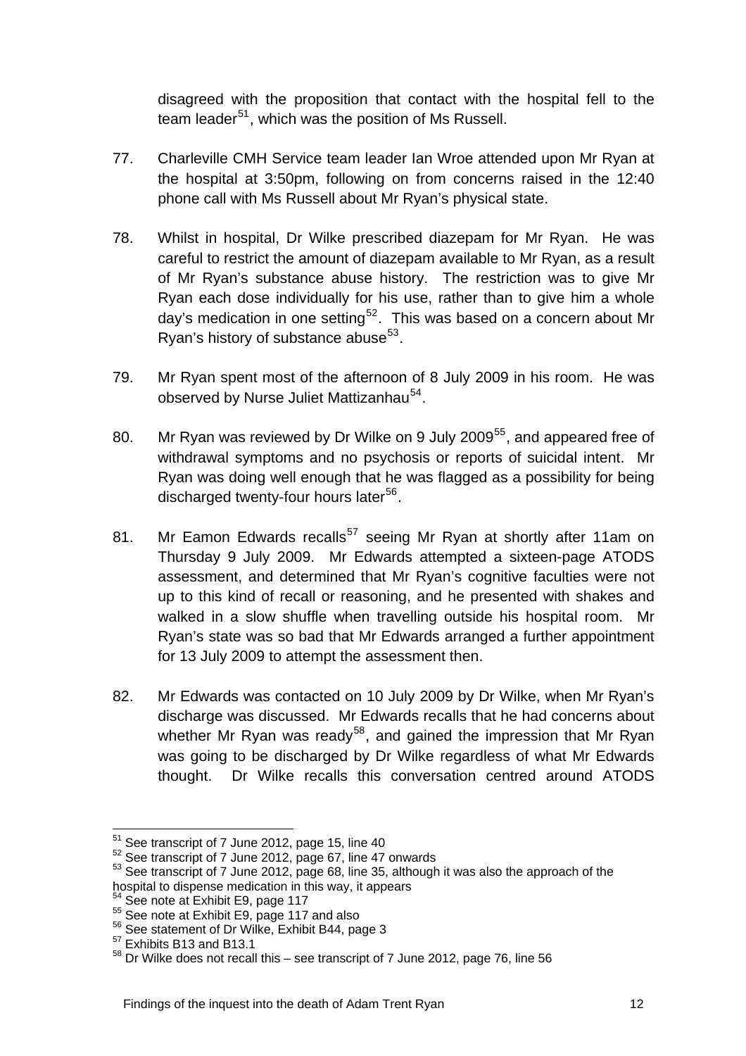disagreed with the proposition that contact with the hospital fell to the team leader[51], which was the position of Ms Russell.

77. Charleville CMH Service team leader Ian Wroe attended upon Mr Ryan at the hospital at 3:50pm, following on from concerns raised in the 12:40 phone call with Ms Russell about Mr Ryan's physical state.

78. Whilst in hospital, Dr Wilke prescribed diazepam for Mr Ryan. He was careful to restrict the amount of diazepam available to Mr Ryan, as a result of Mr Ryan's substance abuse history. The restriction was to give Mr Ryan each dose individually for his use, rather than to give him a whole day's medication in one setting[52]. This was based on a concern about Mr Ryan's history of substance abuse[53].

79. Mr Ryan spent most of the afternoon of 8 July 2009 in his room. He was observed by Nurse Juliet Mattizanhau[54].

80. Mr Ryan was reviewed by Dr Wilke on 9 July 2009[55], and appeared free of withdrawal symptoms and no psychosis or reports of suicidal intent. Mr Ryan was doing well enough that he was flagged as a possibility for being discharged twenty-four hours later[56].

81. Mr Eamon Edwards recalls[57] seeing Mr Ryan at shortly after 11am on Thursday 9 July 2009. Mr Edwards attempted a sixteen-page ATODS assessment, and determined that Mr Ryan's cognitive faculties were not up to this kind of recall or reasoning, and he presented with shakes and walked in a slow shuffle when travelling outside his hospital room. Mr Ryan's state was so bad that Mr Edwards arranged a further appointment for 13 July 2009 to attempt the assessment then.

82. Mr Edwards was contacted on 10 July 2009 by Dr Wilke, when Mr Ryan's discharge was discussed. Mr Edwards recalls that he had concerns about whether Mr Ryan was ready[58], and gained the impression that Mr Ryan was going to be discharged by Dr Wilke regardless of what Mr Edwards thought. Dr Wilke recalls this conversation centred around ATODS

---

[51] See transcript of 7 June 2012, page 15, line 40

[52] See transcript of 7 June 2012, page 67, line 47 onwards

[53] See transcript of 7 June 2012, page 68, line 35, although it was also the approach of the hospital to dispense medication in this way, it appears

[54] See note at Exhibit E9, page 117

[55] See note at Exhibit E9, page 117 and also

[56] See statement of Dr Wilke, Exhibit B44, page 3

[57] Exhibits B13 and B13.1

[58] Dr Wilke does not recall this – see transcript of 7 June 2012, page 76, line 56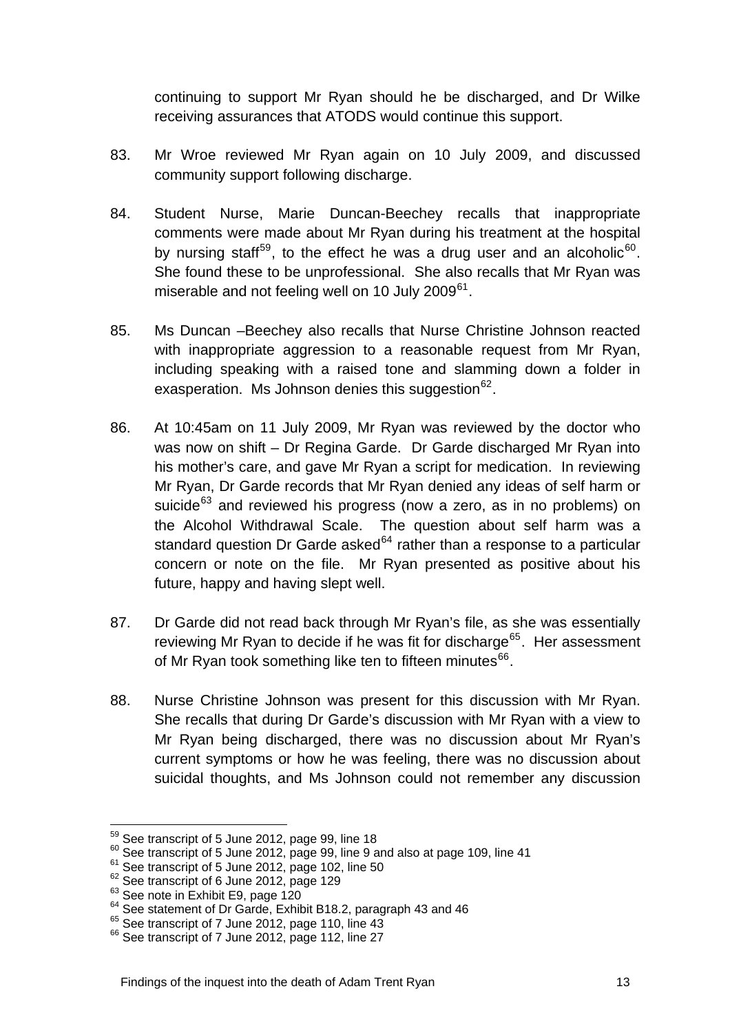continuing to support Mr Ryan should he be discharged, and Dr Wilke receiving assurances that ATODS would continue this support.

83. Mr Wroe reviewed Mr Ryan again on 10 July 2009, and discussed community support following discharge.

84. Student Nurse, Marie Duncan-Beechey recalls that inappropriate comments were made about Mr Ryan during his treatment at the hospital by nursing staff[59], to the effect he was a drug user and an alcoholic[60]. She found these to be unprofessional. She also recalls that Mr Ryan was miserable and not feeling well on 10 July 2009[61].

85. Ms Duncan –Beechey also recalls that Nurse Christine Johnson reacted with inappropriate aggression to a reasonable request from Mr Ryan, including speaking with a raised tone and slamming down a folder in exasperation. Ms Johnson denies this suggestion[62].

86. At 10:45am on 11 July 2009, Mr Ryan was reviewed by the doctor who was now on shift – Dr Regina Garde. Dr Garde discharged Mr Ryan into his mother's care, and gave Mr Ryan a script for medication. In reviewing Mr Ryan, Dr Garde records that Mr Ryan denied any ideas of self harm or suicide[63] and reviewed his progress (now a zero, as in no problems) on the Alcohol Withdrawal Scale. The question about self harm was a standard question Dr Garde asked[64] rather than a response to a particular concern or note on the file. Mr Ryan presented as positive about his future, happy and having slept well.

87. Dr Garde did not read back through Mr Ryan's file, as she was essentially reviewing Mr Ryan to decide if he was fit for discharge[65]. Her assessment of Mr Ryan took something like ten to fifteen minutes[66].

88. Nurse Christine Johnson was present for this discussion with Mr Ryan. She recalls that during Dr Garde's discussion with Mr Ryan with a view to Mr Ryan being discharged, there was no discussion about Mr Ryan's current symptoms or how he was feeling, there was no discussion about suicidal thoughts, and Ms Johnson could not remember any discussion

---

[59] See transcript of 5 June 2012, page 99, line 18
[60] See transcript of 5 June 2012, page 99, line 9 and also at page 109, line 41
[61] See transcript of 5 June 2012, page 102, line 50
[62] See transcript of 6 June 2012, page 129
[63] See note in Exhibit E9, page 120
[64] See statement of Dr Garde, Exhibit B18.2, paragraph 43 and 46
[65] See transcript of 7 June 2012, page 110, line 43
[66] See transcript of 7 June 2012, page 112, line 27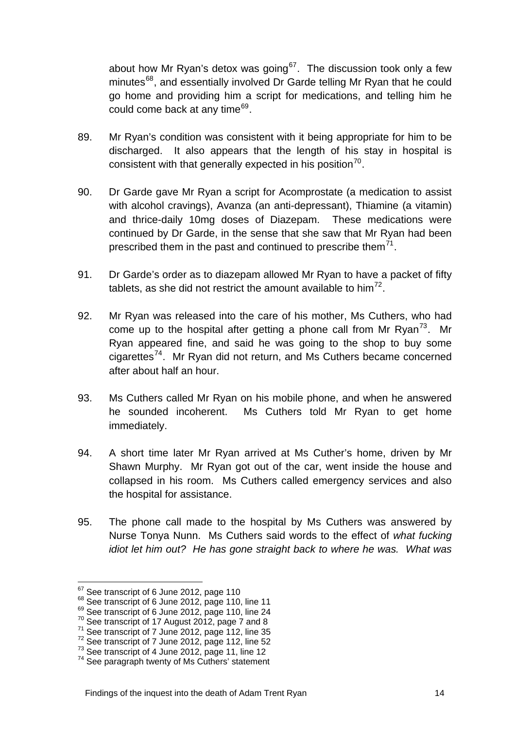about how Mr Ryan's detox was going[67]. The discussion took only a few minutes[68], and essentially involved Dr Garde telling Mr Ryan that he could go home and providing him a script for medications, and telling him he could come back at any time[69].

89. Mr Ryan's condition was consistent with it being appropriate for him to be discharged. It also appears that the length of his stay in hospital is consistent with that generally expected in his position[70].

90. Dr Garde gave Mr Ryan a script for Acomprostate (a medication to assist with alcohol cravings), Avanza (an anti-depressant), Thiamine (a vitamin) and thrice-daily 10mg doses of Diazepam. These medications were continued by Dr Garde, in the sense that she saw that Mr Ryan had been prescribed them in the past and continued to prescribe them[71].

91. Dr Garde's order as to diazepam allowed Mr Ryan to have a packet of fifty tablets, as she did not restrict the amount available to him[72].

92. Mr Ryan was released into the care of his mother, Ms Cuthers, who had come up to the hospital after getting a phone call from Mr Ryan[73]. Mr Ryan appeared fine, and said he was going to the shop to buy some cigarettes[74]. Mr Ryan did not return, and Ms Cuthers became concerned after about half an hour.

93. Ms Cuthers called Mr Ryan on his mobile phone, and when he answered he sounded incoherent. Ms Cuthers told Mr Ryan to get home immediately.

94. A short time later Mr Ryan arrived at Ms Cuther's home, driven by Mr Shawn Murphy. Mr Ryan got out of the car, went inside the house and collapsed in his room. Ms Cuthers called emergency services and also the hospital for assistance.

95. The phone call made to the hospital by Ms Cuthers was answered by Nurse Tonya Nunn. Ms Cuthers said words to the effect of *what fucking idiot let him out? He has gone straight back to where he was. What was*

---

[67] See transcript of 6 June 2012, page 110

[68] See transcript of 6 June 2012, page 110, line 11

[69] See transcript of 6 June 2012, page 110, line 24

[70] See transcript of 17 August 2012, page 7 and 8

[71] See transcript of 7 June 2012, page 112, line 35

[72] See transcript of 7 June 2012, page 112, line 52

[73] See transcript of 4 June 2012, page 11, line 12

[74] See paragraph twenty of Ms Cuthers' statement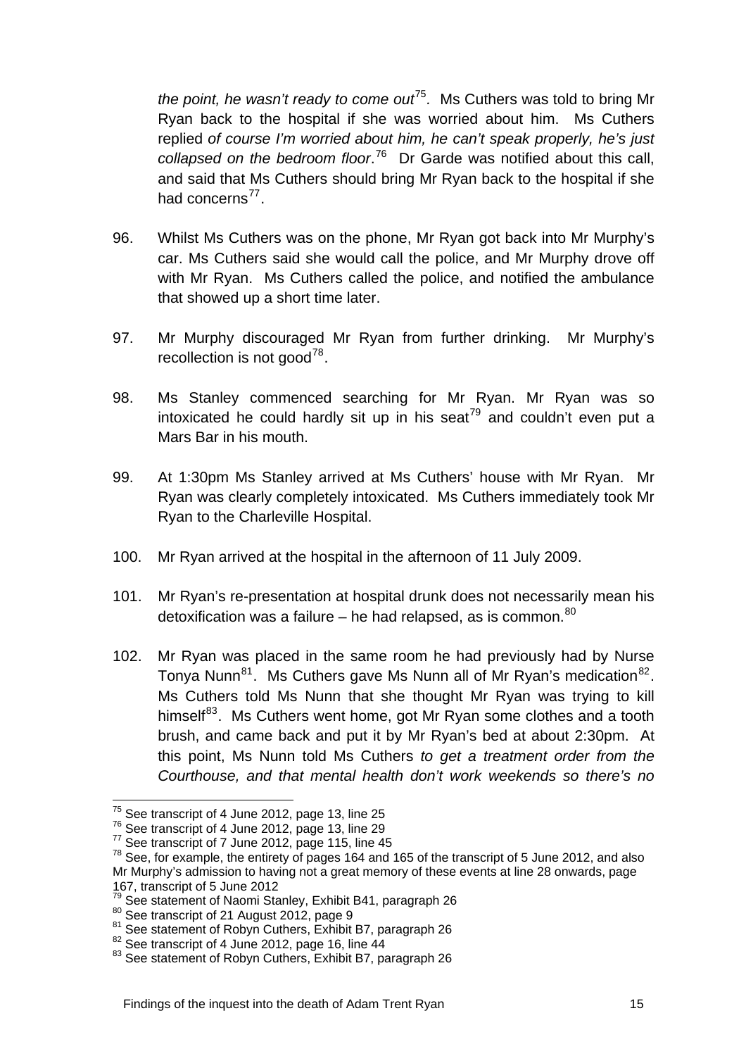*the point, he wasn't ready to come out*[75]. Ms Cuthers was told to bring Mr Ryan back to the hospital if she was worried about him. Ms Cuthers replied *of course I'm worried about him, he can't speak properly, he's just collapsed on the bedroom floor*.[76] Dr Garde was notified about this call, and said that Ms Cuthers should bring Mr Ryan back to the hospital if she had concerns[77].

96. Whilst Ms Cuthers was on the phone, Mr Ryan got back into Mr Murphy's car. Ms Cuthers said she would call the police, and Mr Murphy drove off with Mr Ryan. Ms Cuthers called the police, and notified the ambulance that showed up a short time later.

97. Mr Murphy discouraged Mr Ryan from further drinking. Mr Murphy's recollection is not good[78].

98. Ms Stanley commenced searching for Mr Ryan. Mr Ryan was so intoxicated he could hardly sit up in his seat[79] and couldn't even put a Mars Bar in his mouth.

99. At 1:30pm Ms Stanley arrived at Ms Cuthers' house with Mr Ryan. Mr Ryan was clearly completely intoxicated. Ms Cuthers immediately took Mr Ryan to the Charleville Hospital.

100. Mr Ryan arrived at the hospital in the afternoon of 11 July 2009.

101. Mr Ryan's re-presentation at hospital drunk does not necessarily mean his detoxification was a failure – he had relapsed, as is common.[80]

102. Mr Ryan was placed in the same room he had previously had by Nurse Tonya Nunn[81]. Ms Cuthers gave Ms Nunn all of Mr Ryan's medication[82]. Ms Cuthers told Ms Nunn that she thought Mr Ryan was trying to kill himself[83]. Ms Cuthers went home, got Mr Ryan some clothes and a tooth brush, and came back and put it by Mr Ryan's bed at about 2:30pm. At this point, Ms Nunn told Ms Cuthers *to get a treatment order from the Courthouse, and that mental health don't work weekends so there's no*

---

[75] See transcript of 4 June 2012, page 13, line 25

[76] See transcript of 4 June 2012, page 13, line 29

[77] See transcript of 7 June 2012, page 115, line 45

[78] See, for example, the entirety of pages 164 and 165 of the transcript of 5 June 2012, and also Mr Murphy's admission to having not a great memory of these events at line 28 onwards, page 167, transcript of 5 June 2012

[79] See statement of Naomi Stanley, Exhibit B41, paragraph 26

[80] See transcript of 21 August 2012, page 9

[81] See statement of Robyn Cuthers, Exhibit B7, paragraph 26

[82] See transcript of 4 June 2012, page 16, line 44

[83] See statement of Robyn Cuthers, Exhibit B7, paragraph 26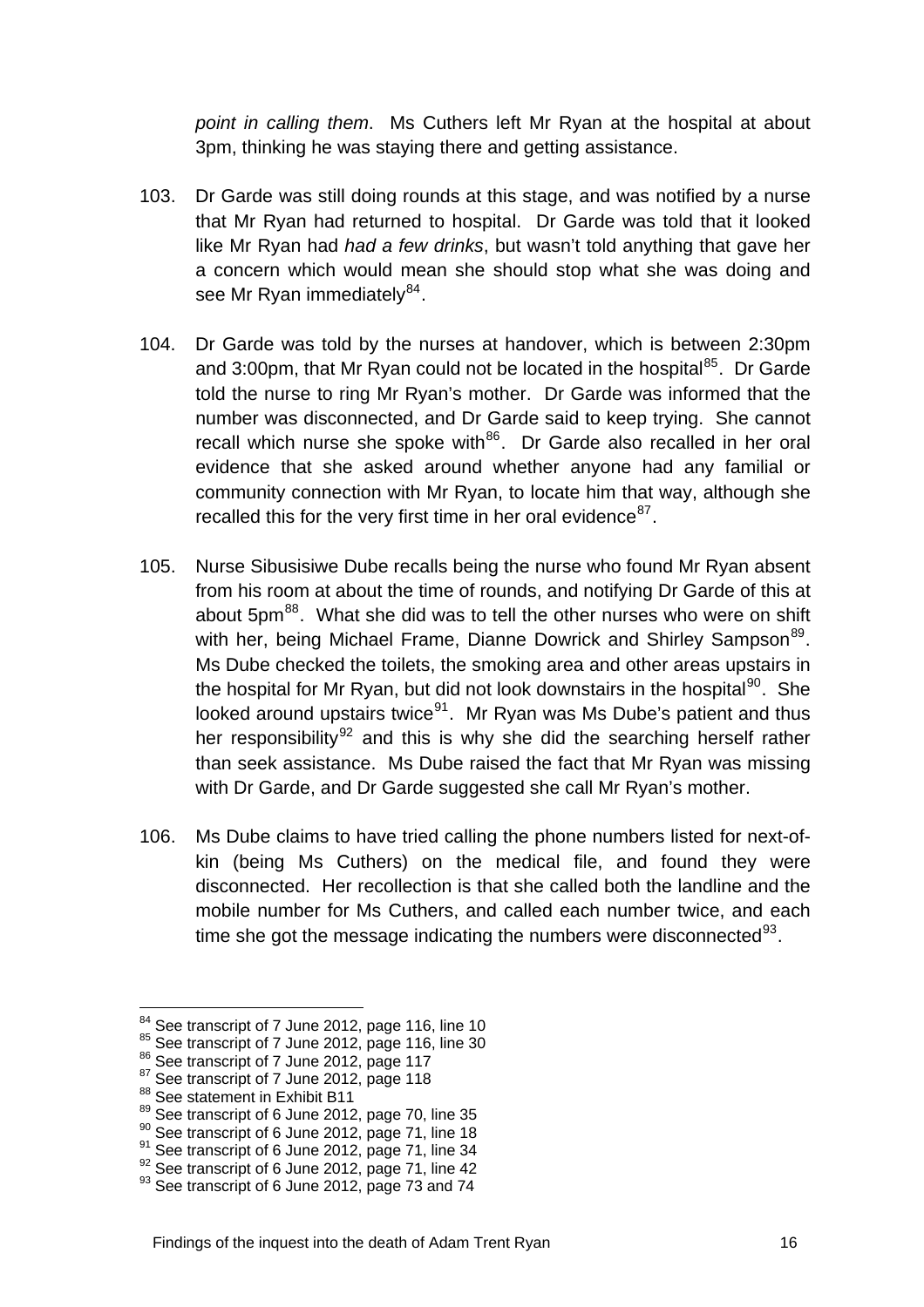*point in calling them*. Ms Cuthers left Mr Ryan at the hospital at about 3pm, thinking he was staying there and getting assistance.

103. Dr Garde was still doing rounds at this stage, and was notified by a nurse that Mr Ryan had returned to hospital. Dr Garde was told that it looked like Mr Ryan had *had a few drinks*, but wasn't told anything that gave her a concern which would mean she should stop what she was doing and see Mr Ryan immediately[84].

104. Dr Garde was told by the nurses at handover, which is between 2:30pm and 3:00pm, that Mr Ryan could not be located in the hospital[85]. Dr Garde told the nurse to ring Mr Ryan's mother. Dr Garde was informed that the number was disconnected, and Dr Garde said to keep trying. She cannot recall which nurse she spoke with[86]. Dr Garde also recalled in her oral evidence that she asked around whether anyone had any familial or community connection with Mr Ryan, to locate him that way, although she recalled this for the very first time in her oral evidence[87].

105. Nurse Sibusisiwe Dube recalls being the nurse who found Mr Ryan absent from his room at about the time of rounds, and notifying Dr Garde of this at about 5pm[88]. What she did was to tell the other nurses who were on shift with her, being Michael Frame, Dianne Dowrick and Shirley Sampson[89]. Ms Dube checked the toilets, the smoking area and other areas upstairs in the hospital for Mr Ryan, but did not look downstairs in the hospital[90]. She looked around upstairs twice[91]. Mr Ryan was Ms Dube's patient and thus her responsibility[92] and this is why she did the searching herself rather than seek assistance. Ms Dube raised the fact that Mr Ryan was missing with Dr Garde, and Dr Garde suggested she call Mr Ryan's mother.

106. Ms Dube claims to have tried calling the phone numbers listed for next-of-kin (being Ms Cuthers) on the medical file, and found they were disconnected. Her recollection is that she called both the landline and the mobile number for Ms Cuthers, and called each number twice, and each time she got the message indicating the numbers were disconnected[93].

---

[84] See transcript of 7 June 2012, page 116, line 10
[85] See transcript of 7 June 2012, page 116, line 30
[86] See transcript of 7 June 2012, page 117
[87] See transcript of 7 June 2012, page 118
[88] See statement in Exhibit B11
[89] See transcript of 6 June 2012, page 70, line 35
[90] See transcript of 6 June 2012, page 71, line 18
[91] See transcript of 6 June 2012, page 71, line 34
[92] See transcript of 6 June 2012, page 71, line 42
[93] See transcript of 6 June 2012, page 73 and 74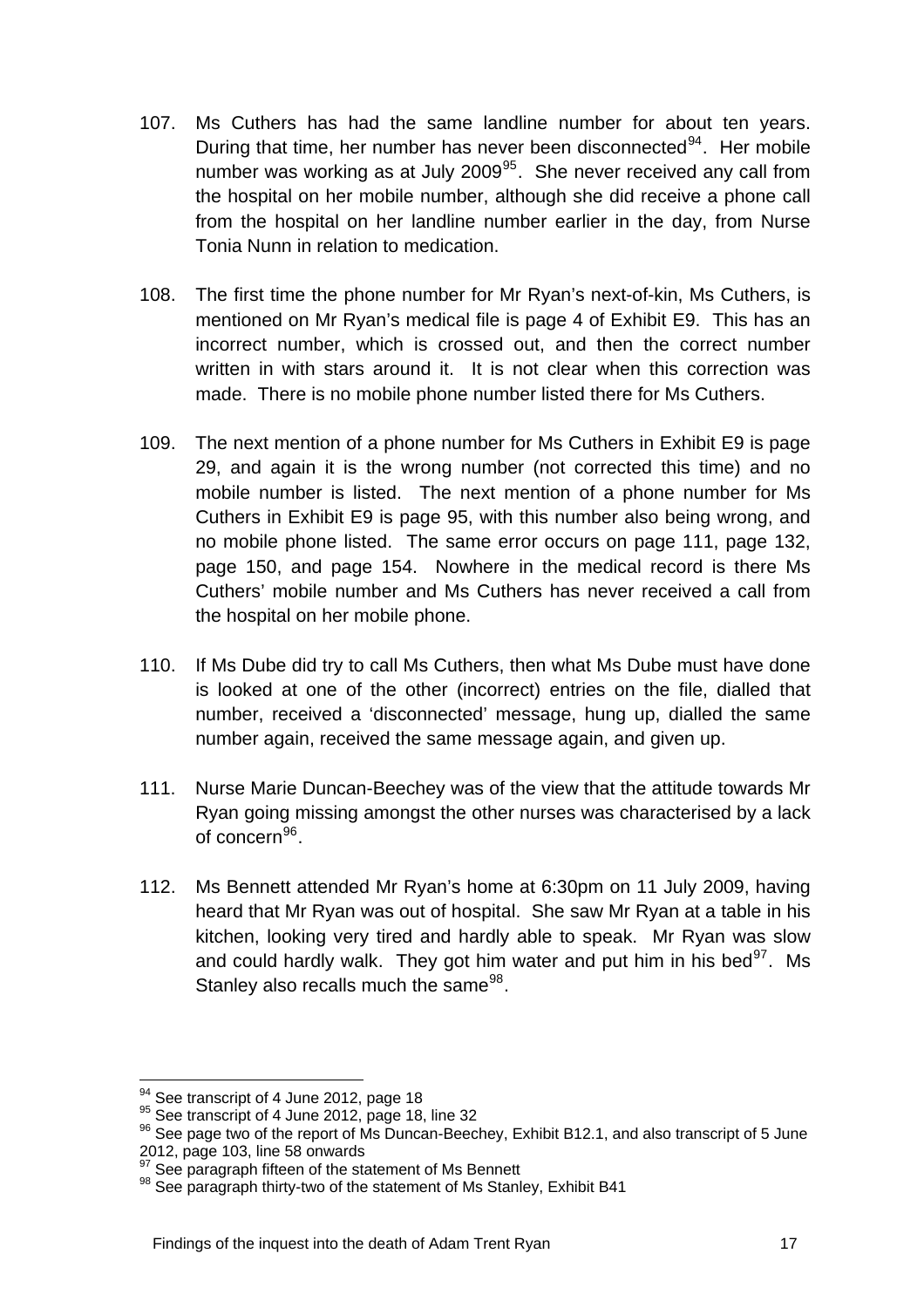107. Ms Cuthers has had the same landline number for about ten years. During that time, her number has never been disconnected[94]. Her mobile number was working as at July 2009[95]. She never received any call from the hospital on her mobile number, although she did receive a phone call from the hospital on her landline number earlier in the day, from Nurse Tonia Nunn in relation to medication.

108. The first time the phone number for Mr Ryan's next-of-kin, Ms Cuthers, is mentioned on Mr Ryan's medical file is page 4 of Exhibit E9. This has an incorrect number, which is crossed out, and then the correct number written in with stars around it. It is not clear when this correction was made. There is no mobile phone number listed there for Ms Cuthers.

109. The next mention of a phone number for Ms Cuthers in Exhibit E9 is page 29, and again it is the wrong number (not corrected this time) and no mobile number is listed. The next mention of a phone number for Ms Cuthers in Exhibit E9 is page 95, with this number also being wrong, and no mobile phone listed. The same error occurs on page 111, page 132, page 150, and page 154. Nowhere in the medical record is there Ms Cuthers' mobile number and Ms Cuthers has never received a call from the hospital on her mobile phone.

110. If Ms Dube did try to call Ms Cuthers, then what Ms Dube must have done is looked at one of the other (incorrect) entries on the file, dialled that number, received a 'disconnected' message, hung up, dialled the same number again, received the same message again, and given up.

111. Nurse Marie Duncan-Beechey was of the view that the attitude towards Mr Ryan going missing amongst the other nurses was characterised by a lack of concern[96].

112. Ms Bennett attended Mr Ryan's home at 6:30pm on 11 July 2009, having heard that Mr Ryan was out of hospital. She saw Mr Ryan at a table in his kitchen, looking very tired and hardly able to speak. Mr Ryan was slow and could hardly walk. They got him water and put him in his bed[97]. Ms Stanley also recalls much the same[98].

---

[94] See transcript of 4 June 2012, page 18

[95] See transcript of 4 June 2012, page 18, line 32

[96] See page two of the report of Ms Duncan-Beechey, Exhibit B12.1, and also transcript of 5 June 2012, page 103, line 58 onwards

[97] See paragraph fifteen of the statement of Ms Bennett

[98] See paragraph thirty-two of the statement of Ms Stanley, Exhibit B41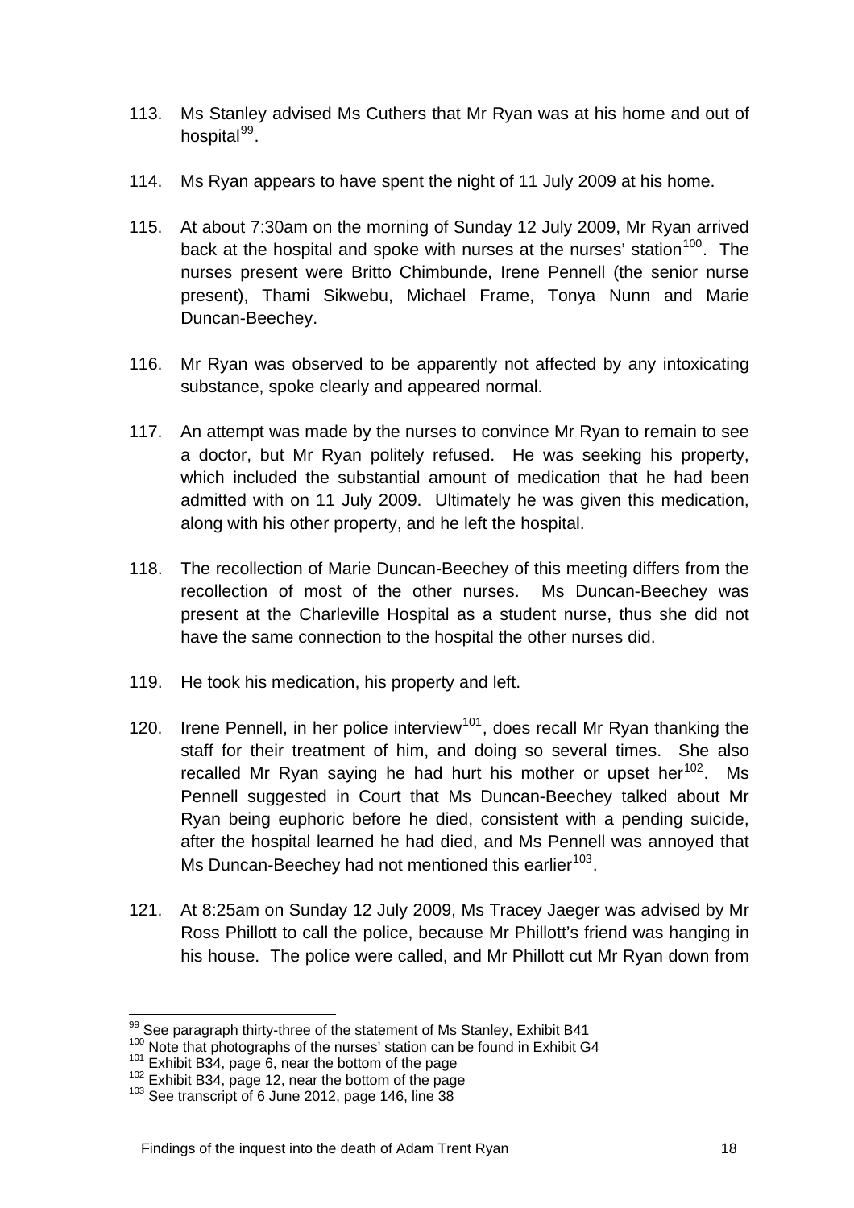113. Ms Stanley advised Ms Cuthers that Mr Ryan was at his home and out of hospital[99].

114. Ms Ryan appears to have spent the night of 11 July 2009 at his home.

115. At about 7:30am on the morning of Sunday 12 July 2009, Mr Ryan arrived back at the hospital and spoke with nurses at the nurses' station[100]. The nurses present were Britto Chimbunde, Irene Pennell (the senior nurse present), Thami Sikwebu, Michael Frame, Tonya Nunn and Marie Duncan-Beechey.

116. Mr Ryan was observed to be apparently not affected by any intoxicating substance, spoke clearly and appeared normal.

117. An attempt was made by the nurses to convince Mr Ryan to remain to see a doctor, but Mr Ryan politely refused. He was seeking his property, which included the substantial amount of medication that he had been admitted with on 11 July 2009. Ultimately he was given this medication, along with his other property, and he left the hospital.

118. The recollection of Marie Duncan-Beechey of this meeting differs from the recollection of most of the other nurses. Ms Duncan-Beechey was present at the Charleville Hospital as a student nurse, thus she did not have the same connection to the hospital the other nurses did.

119. He took his medication, his property and left.

120. Irene Pennell, in her police interview[101], does recall Mr Ryan thanking the staff for their treatment of him, and doing so several times. She also recalled Mr Ryan saying he had hurt his mother or upset her[102]. Ms Pennell suggested in Court that Ms Duncan-Beechey talked about Mr Ryan being euphoric before he died, consistent with a pending suicide, after the hospital learned he had died, and Ms Pennell was annoyed that Ms Duncan-Beechey had not mentioned this earlier[103].

121. At 8:25am on Sunday 12 July 2009, Ms Tracey Jaeger was advised by Mr Ross Phillott to call the police, because Mr Phillott's friend was hanging in his house. The police were called, and Mr Phillott cut Mr Ryan down from

---

[99] See paragraph thirty-three of the statement of Ms Stanley, Exhibit B41

[100] Note that photographs of the nurses' station can be found in Exhibit G4

[101] Exhibit B34, page 6, near the bottom of the page

[102] Exhibit B34, page 12, near the bottom of the page

[103] See transcript of 6 June 2012, page 146, line 38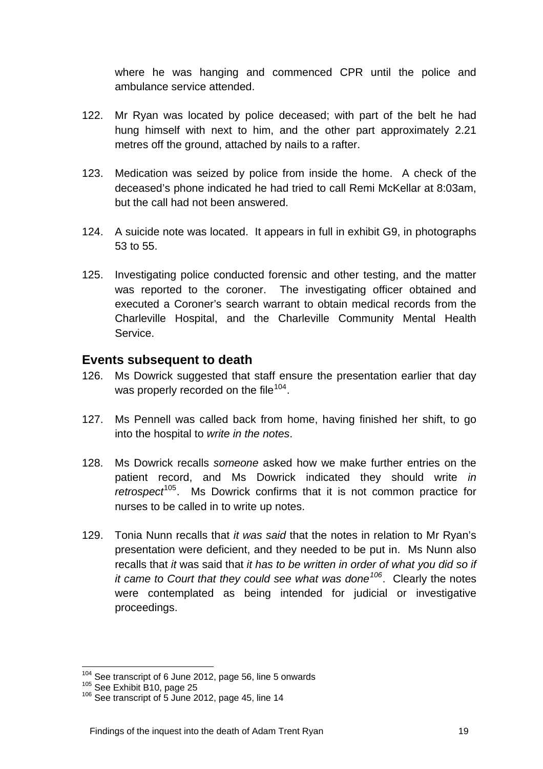where he was hanging and commenced CPR until the police and ambulance service attended.

122. Mr Ryan was located by police deceased; with part of the belt he had hung himself with next to him, and the other part approximately 2.21 metres off the ground, attached by nails to a rafter.

123. Medication was seized by police from inside the home. A check of the deceased's phone indicated he had tried to call Remi McKellar at 8:03am, but the call had not been answered.

124. A suicide note was located. It appears in full in exhibit G9, in photographs 53 to 55.

125. Investigating police conducted forensic and other testing, and the matter was reported to the coroner. The investigating officer obtained and executed a Coroner's search warrant to obtain medical records from the Charleville Hospital, and the Charleville Community Mental Health Service.

## Events subsequent to death

126. Ms Dowrick suggested that staff ensure the presentation earlier that day was properly recorded on the file[104].

127. Ms Pennell was called back from home, having finished her shift, to go into the hospital to *write in the notes*.

128. Ms Dowrick recalls *someone* asked how we make further entries on the patient record, and Ms Dowrick indicated they should write *in retrospect*[105]. Ms Dowrick confirms that it is not common practice for nurses to be called in to write up notes.

129. Tonia Nunn recalls that *it was said* that the notes in relation to Mr Ryan's presentation were deficient, and they needed to be put in. Ms Nunn also recalls that *it* was said that *it has to be written in order of what you did so if it came to Court that they could see what was done*[106]. Clearly the notes were contemplated as being intended for judicial or investigative proceedings.

---

[104] See transcript of 6 June 2012, page 56, line 5 onwards
[105] See Exhibit B10, page 25
[106] See transcript of 5 June 2012, page 45, line 14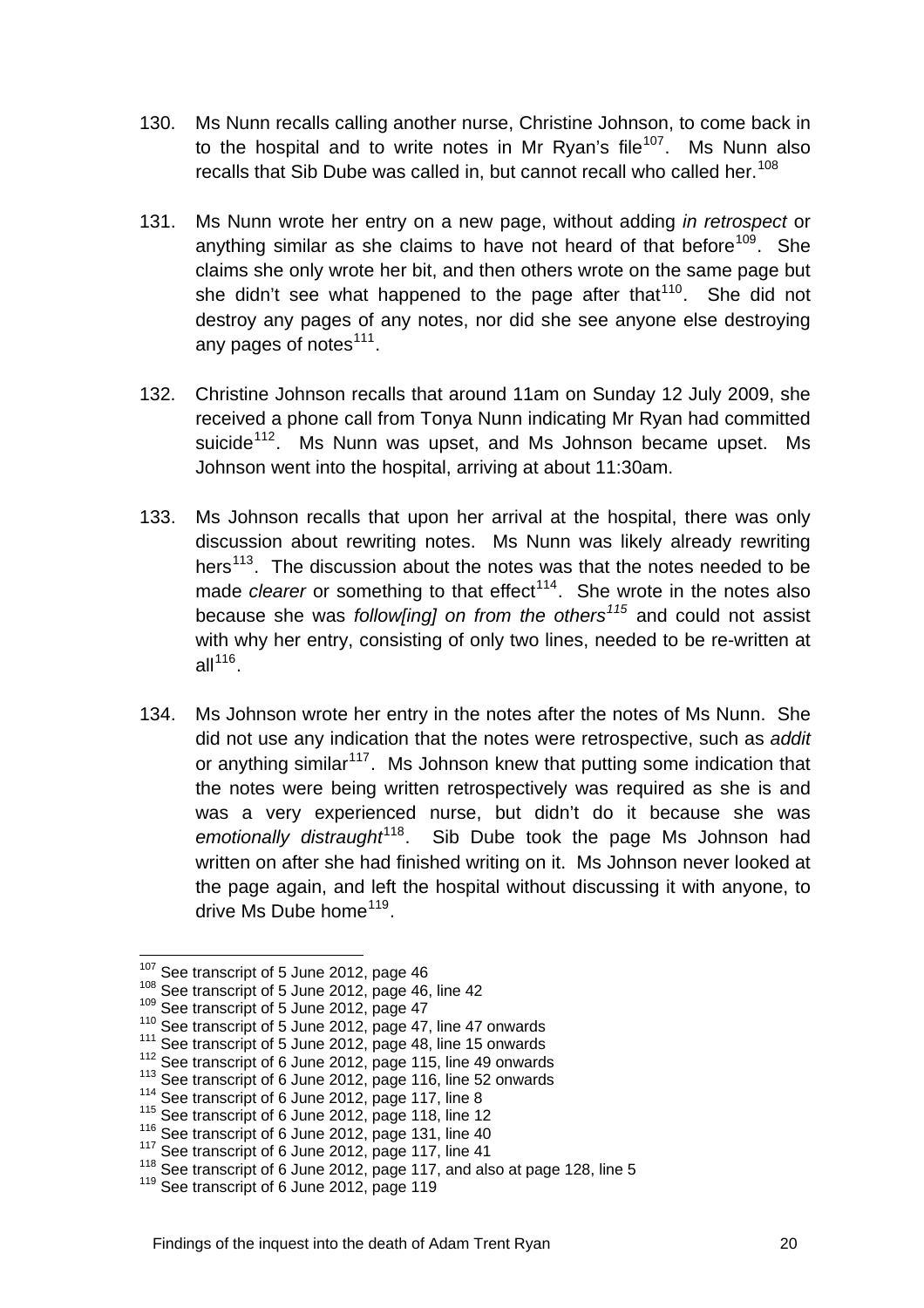130. Ms Nunn recalls calling another nurse, Christine Johnson, to come back in to the hospital and to write notes in Mr Ryan's file[107]. Ms Nunn also recalls that Sib Dube was called in, but cannot recall who called her.[108]

131. Ms Nunn wrote her entry on a new page, without adding *in retrospect* or anything similar as she claims to have not heard of that before[109]. She claims she only wrote her bit, and then others wrote on the same page but she didn't see what happened to the page after that[110]. She did not destroy any pages of any notes, nor did she see anyone else destroying any pages of notes[111].

132. Christine Johnson recalls that around 11am on Sunday 12 July 2009, she received a phone call from Tonya Nunn indicating Mr Ryan had committed suicide[112]. Ms Nunn was upset, and Ms Johnson became upset. Ms Johnson went into the hospital, arriving at about 11:30am.

133. Ms Johnson recalls that upon her arrival at the hospital, there was only discussion about rewriting notes. Ms Nunn was likely already rewriting hers[113]. The discussion about the notes was that the notes needed to be made *clearer* or something to that effect[114]. She wrote in the notes also because she was *follow[ing] on from the others*[115] and could not assist with why her entry, consisting of only two lines, needed to be re-written at all[116].

134. Ms Johnson wrote her entry in the notes after the notes of Ms Nunn. She did not use any indication that the notes were retrospective, such as *addit* or anything similar[117]. Ms Johnson knew that putting some indication that the notes were being written retrospectively was required as she is and was a very experienced nurse, but didn't do it because she was *emotionally distraught*[118]. Sib Dube took the page Ms Johnson had written on after she had finished writing on it. Ms Johnson never looked at the page again, and left the hospital without discussing it with anyone, to drive Ms Dube home[119].

---

[107] See transcript of 5 June 2012, page 46
[108] See transcript of 5 June 2012, page 46, line 42
[109] See transcript of 5 June 2012, page 47
[110] See transcript of 5 June 2012, page 47, line 47 onwards
[111] See transcript of 5 June 2012, page 48, line 15 onwards
[112] See transcript of 6 June 2012, page 115, line 49 onwards
[113] See transcript of 6 June 2012, page 116, line 52 onwards
[114] See transcript of 6 June 2012, page 117, line 8
[115] See transcript of 6 June 2012, page 118, line 12
[116] See transcript of 6 June 2012, page 131, line 40
[117] See transcript of 6 June 2012, page 117, line 41
[118] See transcript of 6 June 2012, page 117, and also at page 128, line 5
[119] See transcript of 6 June 2012, page 119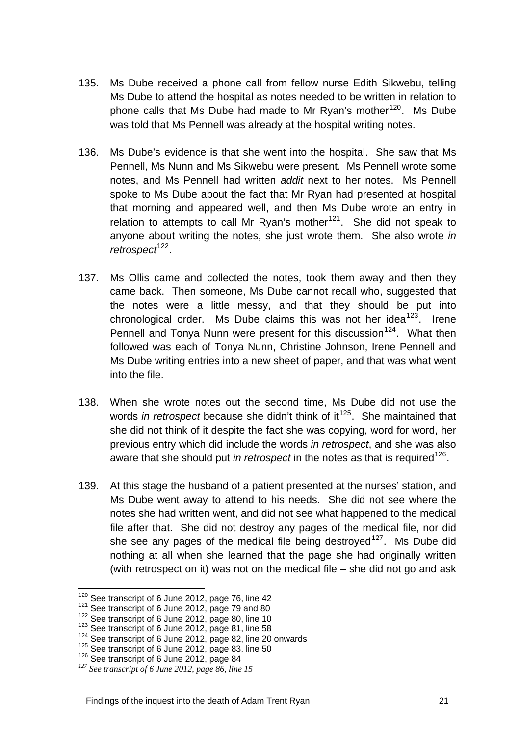135. Ms Dube received a phone call from fellow nurse Edith Sikwebu, telling Ms Dube to attend the hospital as notes needed to be written in relation to phone calls that Ms Dube had made to Mr Ryan's mother[120]. Ms Dube was told that Ms Pennell was already at the hospital writing notes.

136. Ms Dube's evidence is that she went into the hospital. She saw that Ms Pennell, Ms Nunn and Ms Sikwebu were present. Ms Pennell wrote some notes, and Ms Pennell had written *addit* next to her notes. Ms Pennell spoke to Ms Dube about the fact that Mr Ryan had presented at hospital that morning and appeared well, and then Ms Dube wrote an entry in relation to attempts to call Mr Ryan's mother[121]. She did not speak to anyone about writing the notes, she just wrote them. She also wrote *in retrospect*[122].

137. Ms Ollis came and collected the notes, took them away and then they came back. Then someone, Ms Dube cannot recall who, suggested that the notes were a little messy, and that they should be put into chronological order. Ms Dube claims this was not her idea[123]. Irene Pennell and Tonya Nunn were present for this discussion[124]. What then followed was each of Tonya Nunn, Christine Johnson, Irene Pennell and Ms Dube writing entries into a new sheet of paper, and that was what went into the file.

138. When she wrote notes out the second time, Ms Dube did not use the words *in retrospect* because she didn't think of it[125]. She maintained that she did not think of it despite the fact she was copying, word for word, her previous entry which did include the words *in retrospect*, and she was also aware that she should put *in retrospect* in the notes as that is required[126].

139. At this stage the husband of a patient presented at the nurses' station, and Ms Dube went away to attend to his needs. She did not see where the notes she had written went, and did not see what happened to the medical file after that. She did not destroy any pages of the medical file, nor did she see any pages of the medical file being destroyed[127]. Ms Dube did nothing at all when she learned that the page she had originally written (with retrospect on it) was not on the medical file – she did not go and ask

---

[120] See transcript of 6 June 2012, page 76, line 42
[121] See transcript of 6 June 2012, page 79 and 80
[122] See transcript of 6 June 2012, page 80, line 10
[123] See transcript of 6 June 2012, page 81, line 58
[124] See transcript of 6 June 2012, page 82, line 20 onwards
[125] See transcript of 6 June 2012, page 83, line 50
[126] See transcript of 6 June 2012, page 84
[127] *See transcript of 6 June 2012, page 86, line 15*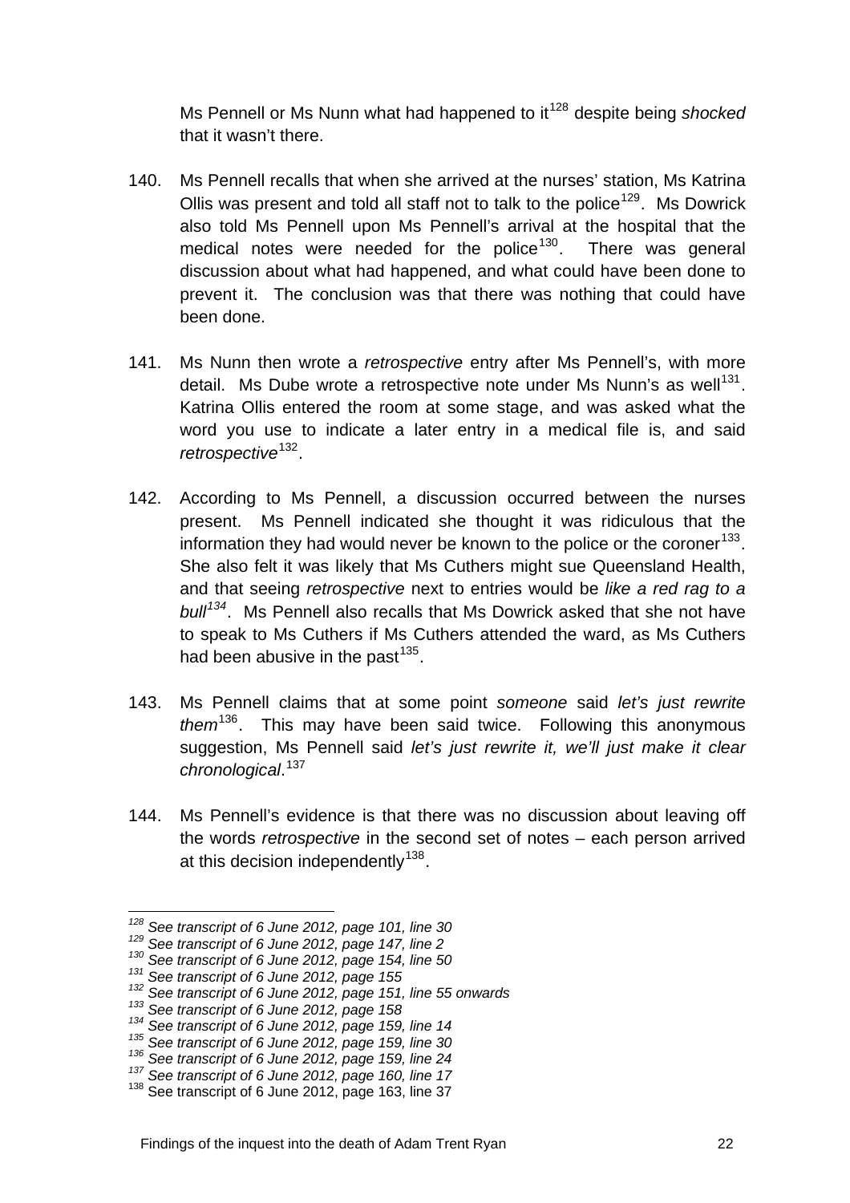Ms Pennell or Ms Nunn what had happened to it[128] despite being *shocked* that it wasn't there.

140. Ms Pennell recalls that when she arrived at the nurses' station, Ms Katrina Ollis was present and told all staff not to talk to the police[129]. Ms Dowrick also told Ms Pennell upon Ms Pennell's arrival at the hospital that the medical notes were needed for the police[130]. There was general discussion about what had happened, and what could have been done to prevent it. The conclusion was that there was nothing that could have been done.

141. Ms Nunn then wrote a *retrospective* entry after Ms Pennell's, with more detail. Ms Dube wrote a retrospective note under Ms Nunn's as well[131]. Katrina Ollis entered the room at some stage, and was asked what the word you use to indicate a later entry in a medical file is, and said *retrospective*[132].

142. According to Ms Pennell, a discussion occurred between the nurses present. Ms Pennell indicated she thought it was ridiculous that the information they had would never be known to the police or the coroner[133]. She also felt it was likely that Ms Cuthers might sue Queensland Health, and that seeing *retrospective* next to entries would be *like a red rag to a bull*[134]. Ms Pennell also recalls that Ms Dowrick asked that she not have to speak to Ms Cuthers if Ms Cuthers attended the ward, as Ms Cuthers had been abusive in the past[135].

143. Ms Pennell claims that at some point *someone* said *let's just rewrite them*[136]. This may have been said twice. Following this anonymous suggestion, Ms Pennell said *let's just rewrite it, we'll just make it clear chronological*.[137]

144. Ms Pennell's evidence is that there was no discussion about leaving off the words *retrospective* in the second set of notes – each person arrived at this decision independently[138].

---

[128] *See transcript of 6 June 2012, page 101, line 30*
[129] *See transcript of 6 June 2012, page 147, line 2*
[130] *See transcript of 6 June 2012, page 154, line 50*
[131] *See transcript of 6 June 2012, page 155*
[132] *See transcript of 6 June 2012, page 151, line 55 onwards*
[133] *See transcript of 6 June 2012, page 158*
[134] *See transcript of 6 June 2012, page 159, line 14*
[135] *See transcript of 6 June 2012, page 159, line 30*
[136] *See transcript of 6 June 2012, page 159, line 24*
[137] *See transcript of 6 June 2012, page 160, line 17*
[138] See transcript of 6 June 2012, page 163, line 37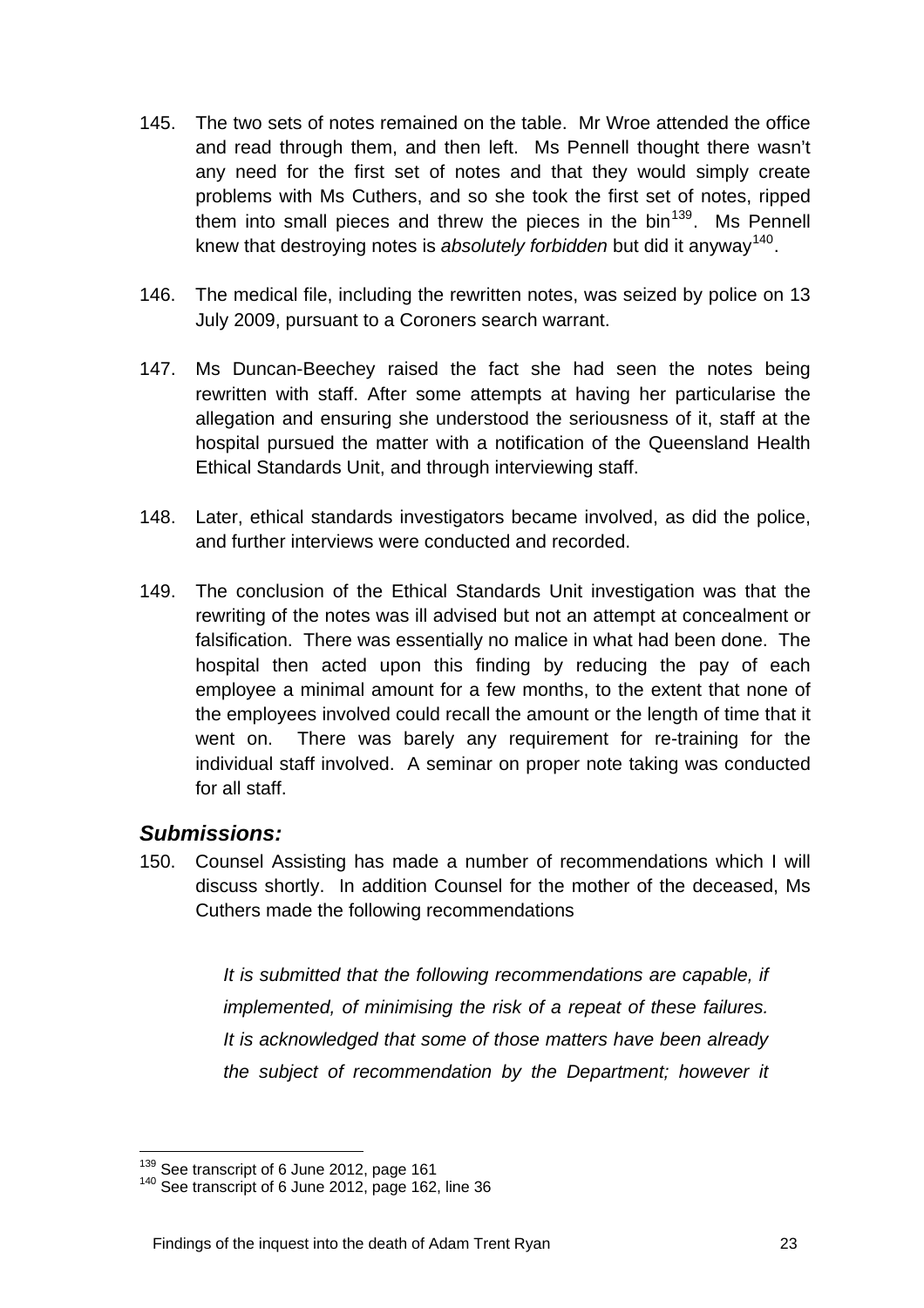145. The two sets of notes remained on the table. Mr Wroe attended the office and read through them, and then left. Ms Pennell thought there wasn't any need for the first set of notes and that they would simply create problems with Ms Cuthers, and so she took the first set of notes, ripped them into small pieces and threw the pieces in the bin[139]. Ms Pennell knew that destroying notes is *absolutely forbidden* but did it anyway[140].

146. The medical file, including the rewritten notes, was seized by police on 13 July 2009, pursuant to a Coroners search warrant.

147. Ms Duncan-Beechey raised the fact she had seen the notes being rewritten with staff. After some attempts at having her particularise the allegation and ensuring she understood the seriousness of it, staff at the hospital pursued the matter with a notification of the Queensland Health Ethical Standards Unit, and through interviewing staff.

148. Later, ethical standards investigators became involved, as did the police, and further interviews were conducted and recorded.

149. The conclusion of the Ethical Standards Unit investigation was that the rewriting of the notes was ill advised but not an attempt at concealment or falsification. There was essentially no malice in what had been done. The hospital then acted upon this finding by reducing the pay of each employee a minimal amount for a few months, to the extent that none of the employees involved could recall the amount or the length of time that it went on. There was barely any requirement for re-training for the individual staff involved. A seminar on proper note taking was conducted for all staff.

## *Submissions:*

150. Counsel Assisting has made a number of recommendations which I will discuss shortly. In addition Counsel for the mother of the deceased, Ms Cuthers made the following recommendations

> *It is submitted that the following recommendations are capable, if implemented, of minimising the risk of a repeat of these failures. It is acknowledged that some of those matters have been already the subject of recommendation by the Department; however it*

---

[139] See transcript of 6 June 2012, page 161

[140] See transcript of 6 June 2012, page 162, line 36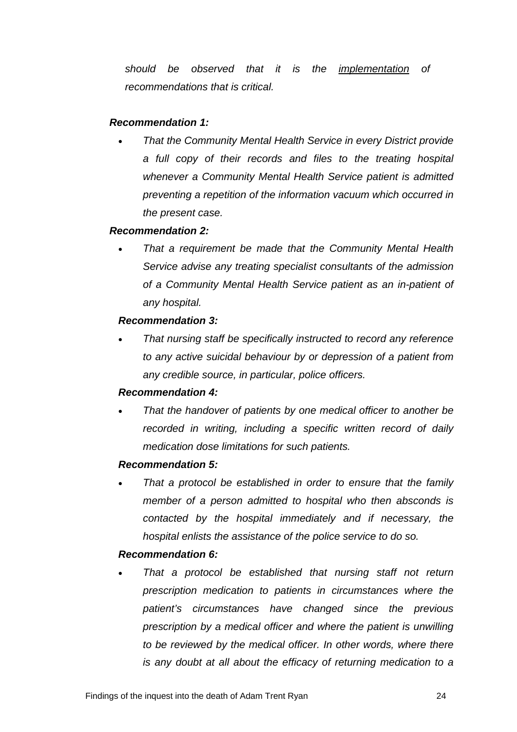*should be observed that it is the <u>implementation</u> of recommendations that is critical.*

***Recommendation 1:***

- *That the Community Mental Health Service in every District provide a full copy of their records and files to the treating hospital whenever a Community Mental Health Service patient is admitted preventing a repetition of the information vacuum which occurred in the present case.*

***Recommendation 2:***

- *That a requirement be made that the Community Mental Health Service advise any treating specialist consultants of the admission of a Community Mental Health Service patient as an in-patient of any hospital.*

***Recommendation 3:***

- *That nursing staff be specifically instructed to record any reference to any active suicidal behaviour by or depression of a patient from any credible source, in particular, police officers.*

***Recommendation 4:***

- *That the handover of patients by one medical officer to another be recorded in writing, including a specific written record of daily medication dose limitations for such patients.*

***Recommendation 5:***

- *That a protocol be established in order to ensure that the family member of a person admitted to hospital who then absconds is contacted by the hospital immediately and if necessary, the hospital enlists the assistance of the police service to do so.*

***Recommendation 6:***

- *That a protocol be established that nursing staff not return prescription medication to patients in circumstances where the patient's circumstances have changed since the previous prescription by a medical officer and where the patient is unwilling to be reviewed by the medical officer. In other words, where there is any doubt at all about the efficacy of returning medication to a*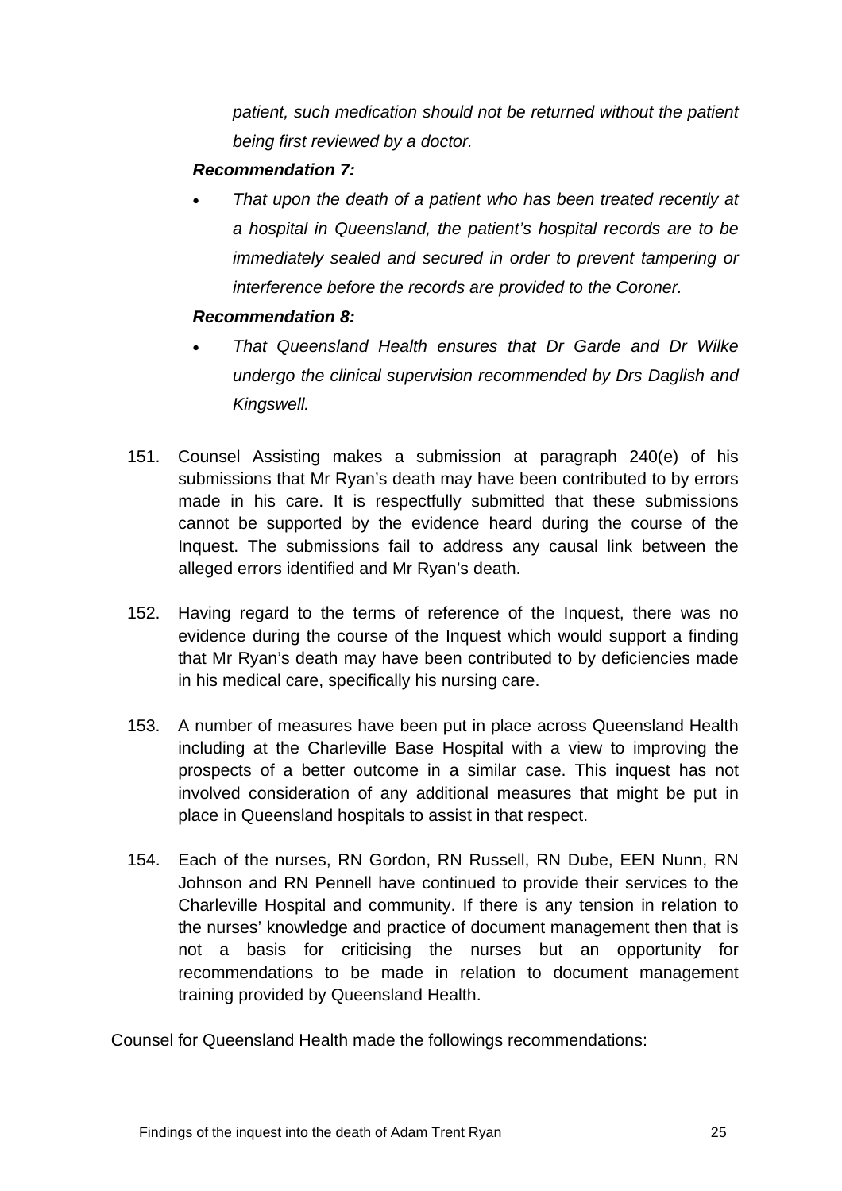*patient, such medication should not be returned without the patient being first reviewed by a doctor.*

***Recommendation 7:***

- *That upon the death of a patient who has been treated recently at a hospital in Queensland, the patient's hospital records are to be immediately sealed and secured in order to prevent tampering or interference before the records are provided to the Coroner.*

***Recommendation 8:***

- *That Queensland Health ensures that Dr Garde and Dr Wilke undergo the clinical supervision recommended by Drs Daglish and Kingswell.*

151. Counsel Assisting makes a submission at paragraph 240(e) of his submissions that Mr Ryan's death may have been contributed to by errors made in his care. It is respectfully submitted that these submissions cannot be supported by the evidence heard during the course of the Inquest. The submissions fail to address any causal link between the alleged errors identified and Mr Ryan's death.

152. Having regard to the terms of reference of the Inquest, there was no evidence during the course of the Inquest which would support a finding that Mr Ryan's death may have been contributed to by deficiencies made in his medical care, specifically his nursing care.

153. A number of measures have been put in place across Queensland Health including at the Charleville Base Hospital with a view to improving the prospects of a better outcome in a similar case. This inquest has not involved consideration of any additional measures that might be put in place in Queensland hospitals to assist in that respect.

154. Each of the nurses, RN Gordon, RN Russell, RN Dube, EEN Nunn, RN Johnson and RN Pennell have continued to provide their services to the Charleville Hospital and community. If there is any tension in relation to the nurses' knowledge and practice of document management then that is not a basis for criticising the nurses but an opportunity for recommendations to be made in relation to document management training provided by Queensland Health.

Counsel for Queensland Health made the followings recommendations: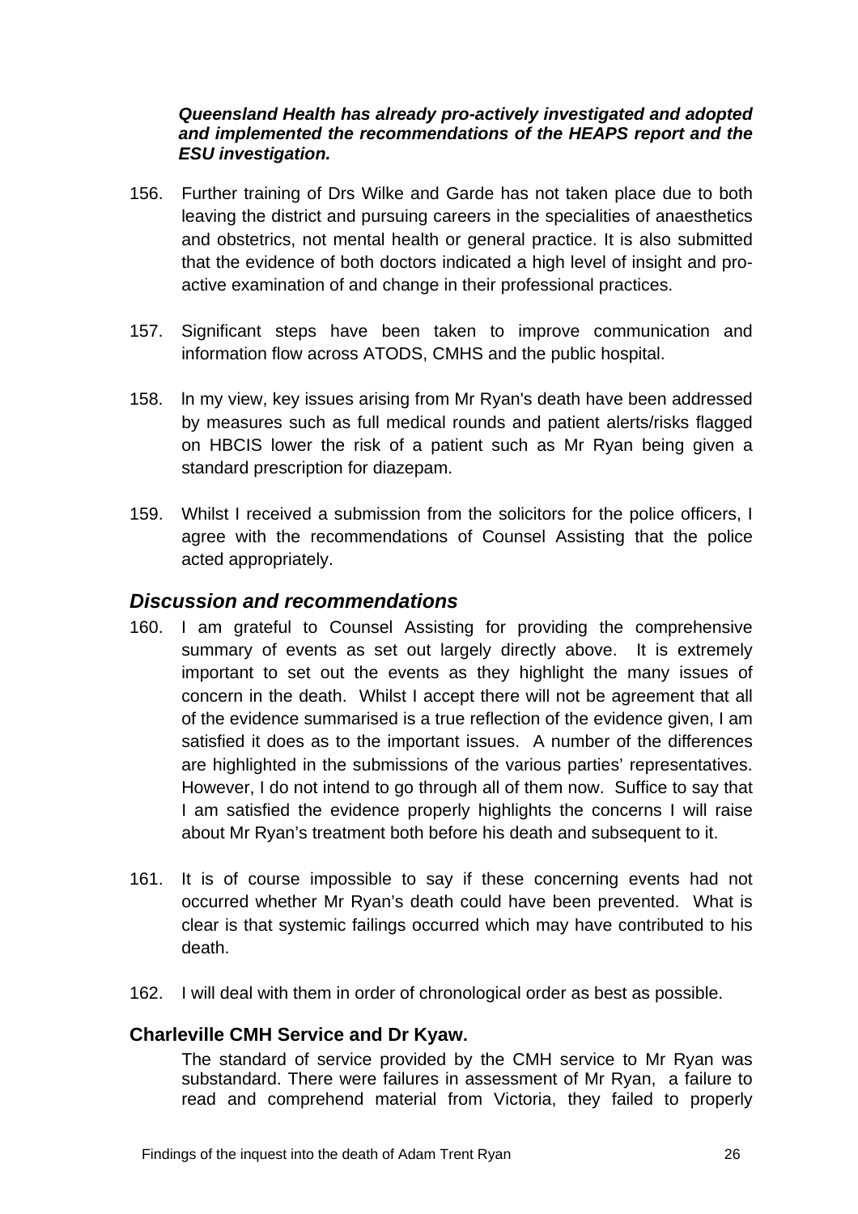*Queensland Health has already pro-actively investigated and adopted and implemented the recommendations of the HEAPS report and the ESU investigation.*

156. Further training of Drs Wilke and Garde has not taken place due to both leaving the district and pursuing careers in the specialities of anaesthetics and obstetrics, not mental health or general practice. It is also submitted that the evidence of both doctors indicated a high level of insight and pro-active examination of and change in their professional practices.

157. Significant steps have been taken to improve communication and information flow across ATODS, CMHS and the public hospital.

158. In my view, key issues arising from Mr Ryan's death have been addressed by measures such as full medical rounds and patient alerts/risks flagged on HBCIS lower the risk of a patient such as Mr Ryan being given a standard prescription for diazepam.

159. Whilst I received a submission from the solicitors for the police officers, I agree with the recommendations of Counsel Assisting that the police acted appropriately.

## *Discussion and recommendations*

160. I am grateful to Counsel Assisting for providing the comprehensive summary of events as set out largely directly above. It is extremely important to set out the events as they highlight the many issues of concern in the death. Whilst I accept there will not be agreement that all of the evidence summarised is a true reflection of the evidence given, I am satisfied it does as to the important issues. A number of the differences are highlighted in the submissions of the various parties' representatives. However, I do not intend to go through all of them now. Suffice to say that I am satisfied the evidence properly highlights the concerns I will raise about Mr Ryan's treatment both before his death and subsequent to it.

161. It is of course impossible to say if these concerning events had not occurred whether Mr Ryan's death could have been prevented. What is clear is that systemic failings occurred which may have contributed to his death.

162. I will deal with them in order of chronological order as best as possible.

### Charleville CMH Service and Dr Kyaw.

The standard of service provided by the CMH service to Mr Ryan was substandard. There were failures in assessment of Mr Ryan, a failure to read and comprehend material from Victoria, they failed to properly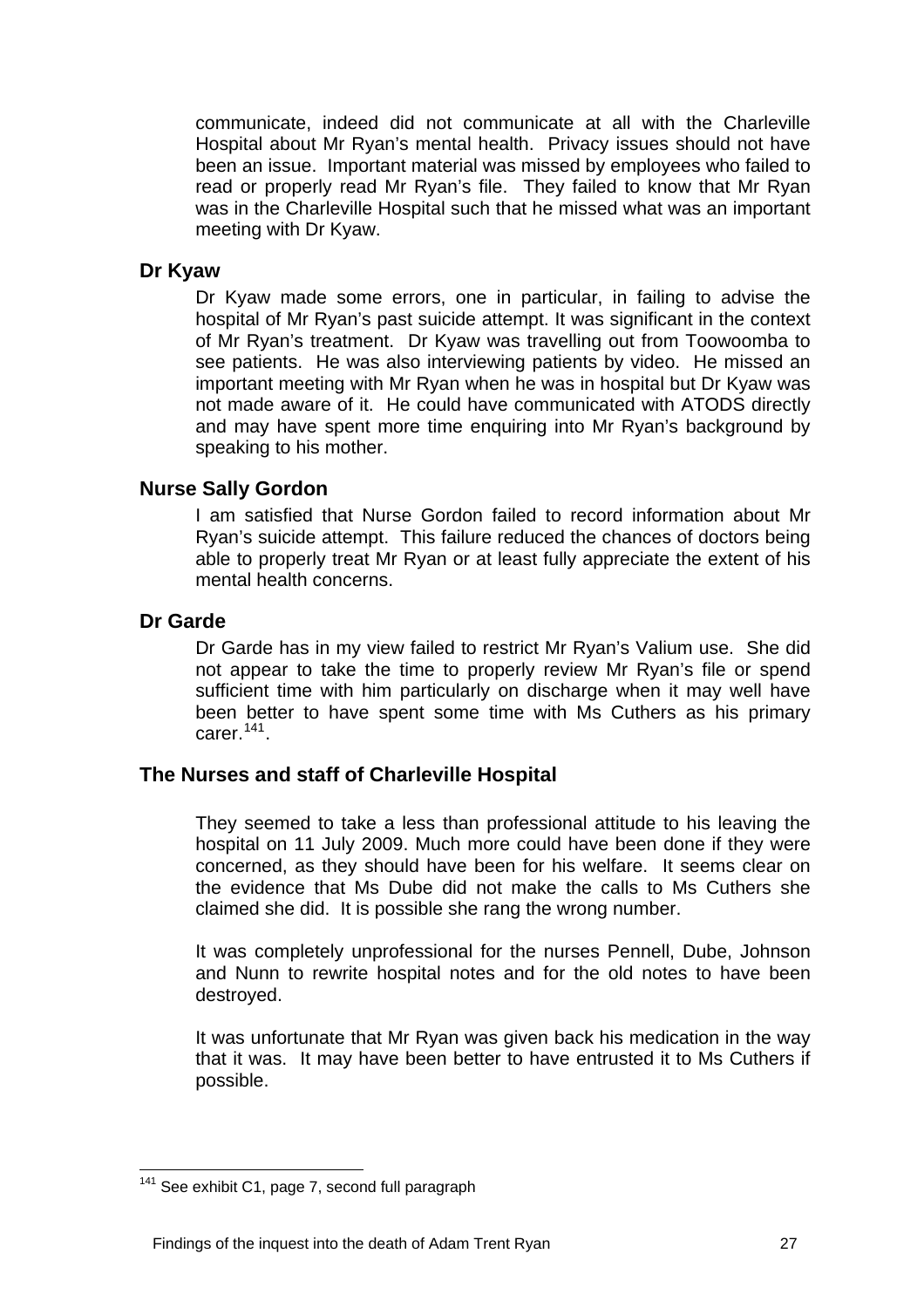communicate, indeed did not communicate at all with the Charleville Hospital about Mr Ryan's mental health. Privacy issues should not have been an issue. Important material was missed by employees who failed to read or properly read Mr Ryan's file. They failed to know that Mr Ryan was in the Charleville Hospital such that he missed what was an important meeting with Dr Kyaw.

### Dr Kyaw

Dr Kyaw made some errors, one in particular, in failing to advise the hospital of Mr Ryan's past suicide attempt. It was significant in the context of Mr Ryan's treatment. Dr Kyaw was travelling out from Toowoomba to see patients. He was also interviewing patients by video. He missed an important meeting with Mr Ryan when he was in hospital but Dr Kyaw was not made aware of it. He could have communicated with ATODS directly and may have spent more time enquiring into Mr Ryan's background by speaking to his mother.

### Nurse Sally Gordon

I am satisfied that Nurse Gordon failed to record information about Mr Ryan's suicide attempt. This failure reduced the chances of doctors being able to properly treat Mr Ryan or at least fully appreciate the extent of his mental health concerns.

### Dr Garde

Dr Garde has in my view failed to restrict Mr Ryan's Valium use. She did not appear to take the time to properly review Mr Ryan's file or spend sufficient time with him particularly on discharge when it may well have been better to have spent some time with Ms Cuthers as his primary carer.[141].

### The Nurses and staff of Charleville Hospital

They seemed to take a less than professional attitude to his leaving the hospital on 11 July 2009. Much more could have been done if they were concerned, as they should have been for his welfare. It seems clear on the evidence that Ms Dube did not make the calls to Ms Cuthers she claimed she did. It is possible she rang the wrong number.

It was completely unprofessional for the nurses Pennell, Dube, Johnson and Nunn to rewrite hospital notes and for the old notes to have been destroyed.

It was unfortunate that Mr Ryan was given back his medication in the way that it was. It may have been better to have entrusted it to Ms Cuthers if possible.

---

[141] See exhibit C1, page 7, second full paragraph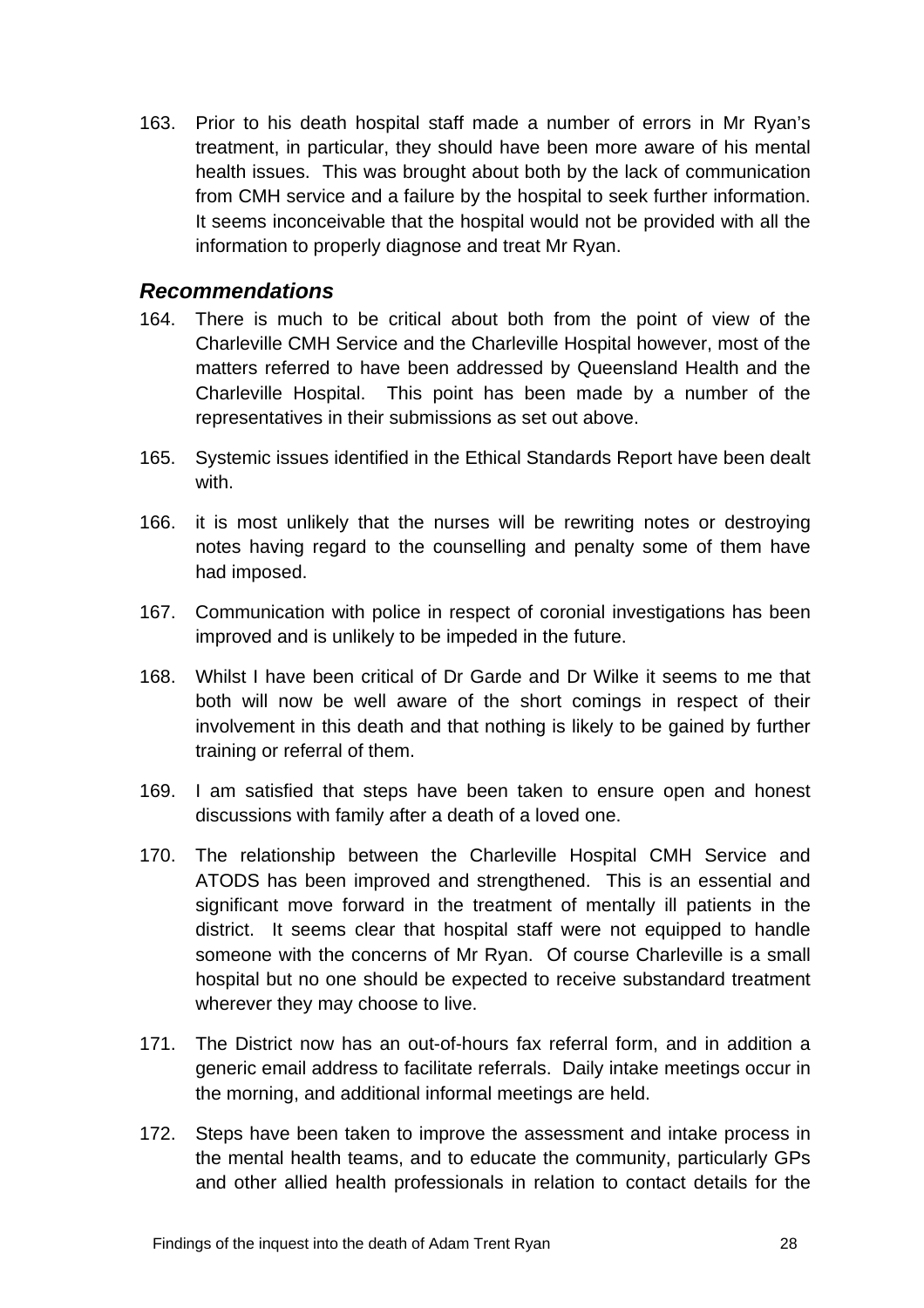163. Prior to his death hospital staff made a number of errors in Mr Ryan's treatment, in particular, they should have been more aware of his mental health issues. This was brought about both by the lack of communication from CMH service and a failure by the hospital to seek further information. It seems inconceivable that the hospital would not be provided with all the information to properly diagnose and treat Mr Ryan.

## *Recommendations*

164. There is much to be critical about both from the point of view of the Charleville CMH Service and the Charleville Hospital however, most of the matters referred to have been addressed by Queensland Health and the Charleville Hospital. This point has been made by a number of the representatives in their submissions as set out above.

165. Systemic issues identified in the Ethical Standards Report have been dealt with.

166. it is most unlikely that the nurses will be rewriting notes or destroying notes having regard to the counselling and penalty some of them have had imposed.

167. Communication with police in respect of coronial investigations has been improved and is unlikely to be impeded in the future.

168. Whilst I have been critical of Dr Garde and Dr Wilke it seems to me that both will now be well aware of the short comings in respect of their involvement in this death and that nothing is likely to be gained by further training or referral of them.

169. I am satisfied that steps have been taken to ensure open and honest discussions with family after a death of a loved one.

170. The relationship between the Charleville Hospital CMH Service and ATODS has been improved and strengthened. This is an essential and significant move forward in the treatment of mentally ill patients in the district. It seems clear that hospital staff were not equipped to handle someone with the concerns of Mr Ryan. Of course Charleville is a small hospital but no one should be expected to receive substandard treatment wherever they may choose to live.

171. The District now has an out-of-hours fax referral form, and in addition a generic email address to facilitate referrals. Daily intake meetings occur in the morning, and additional informal meetings are held.

172. Steps have been taken to improve the assessment and intake process in the mental health teams, and to educate the community, particularly GPs and other allied health professionals in relation to contact details for the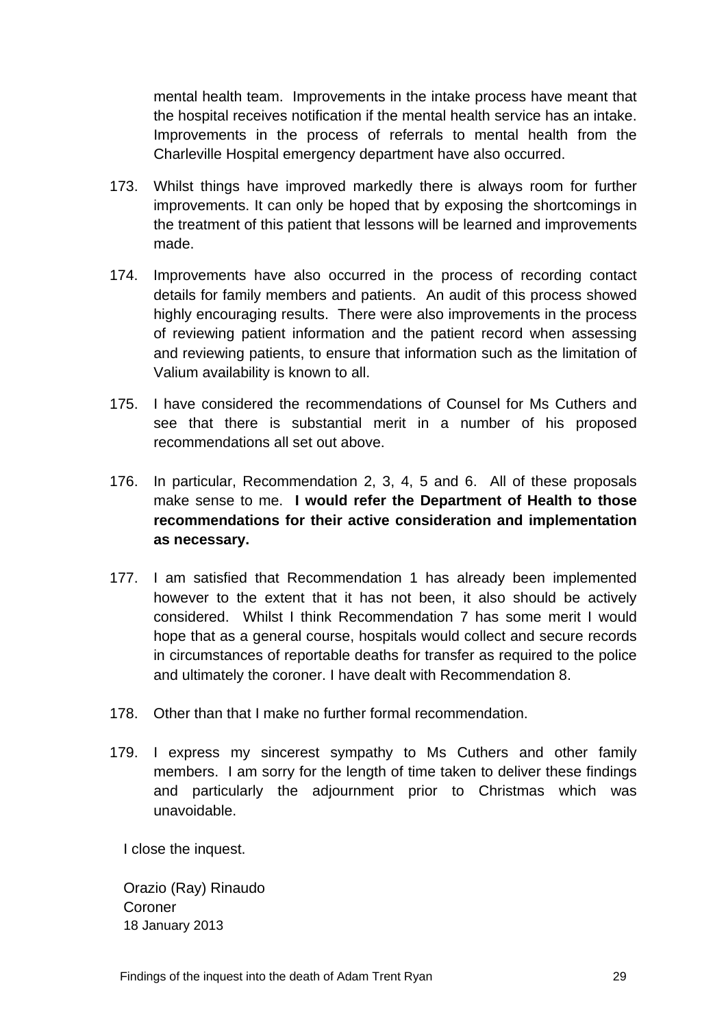mental health team. Improvements in the intake process have meant that the hospital receives notification if the mental health service has an intake. Improvements in the process of referrals to mental health from the Charleville Hospital emergency department have also occurred.

173. Whilst things have improved markedly there is always room for further improvements. It can only be hoped that by exposing the shortcomings in the treatment of this patient that lessons will be learned and improvements made.

174. Improvements have also occurred in the process of recording contact details for family members and patients. An audit of this process showed highly encouraging results. There were also improvements in the process of reviewing patient information and the patient record when assessing and reviewing patients, to ensure that information such as the limitation of Valium availability is known to all.

175. I have considered the recommendations of Counsel for Ms Cuthers and see that there is substantial merit in a number of his proposed recommendations all set out above.

176. In particular, Recommendation 2, 3, 4, 5 and 6. All of these proposals make sense to me. **I would refer the Department of Health to those recommendations for their active consideration and implementation as necessary.**

177. I am satisfied that Recommendation 1 has already been implemented however to the extent that it has not been, it also should be actively considered. Whilst I think Recommendation 7 has some merit I would hope that as a general course, hospitals would collect and secure records in circumstances of reportable deaths for transfer as required to the police and ultimately the coroner. I have dealt with Recommendation 8.

178. Other than that I make no further formal recommendation.

179. I express my sincerest sympathy to Ms Cuthers and other family members. I am sorry for the length of time taken to deliver these findings and particularly the adjournment prior to Christmas which was unavoidable.

I close the inquest.

Orazio (Ray) Rinaudo
Coroner
18 January 2013